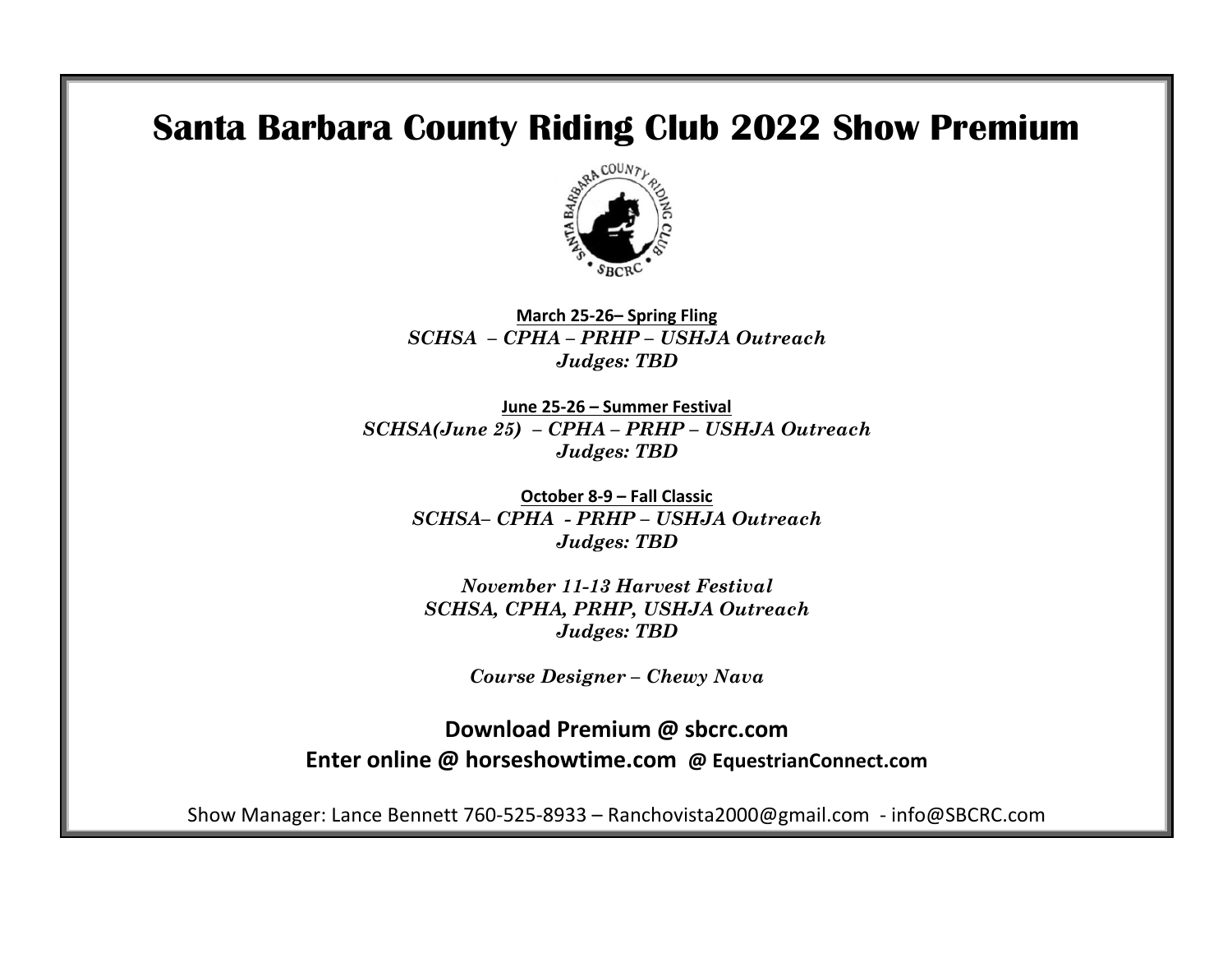# Santa Barbara County Riding Club 2022 Show Premium

**March 25-26– Spring Fling**
***SCHSA – CPHA – PRHP – USHJA Outreach***
***Judges: TBD***

**June 25-26 – Summer Festival**
***SCHSA(June 25) – CPHA – PRHP – USHJA Outreach***
***Judges: TBD***

**October 8-9 – Fall Classic**
***SCHSA– CPHA - PRHP – USHJA Outreach***
***Judges: TBD***

***November 11-13 Harvest Festival***
***SCHSA, CPHA, PRHP, USHJA Outreach***
***Judges: TBD***

***Course Designer – Chewy Nava***

**Download Premium @ sbcrc.com**
**Enter online @ horseshowtime.com @ EquestrianConnect.com**

Show Manager: Lance Bennett 760-525-8933 – Ranchovista2000@gmail.com - info@SBCRC.com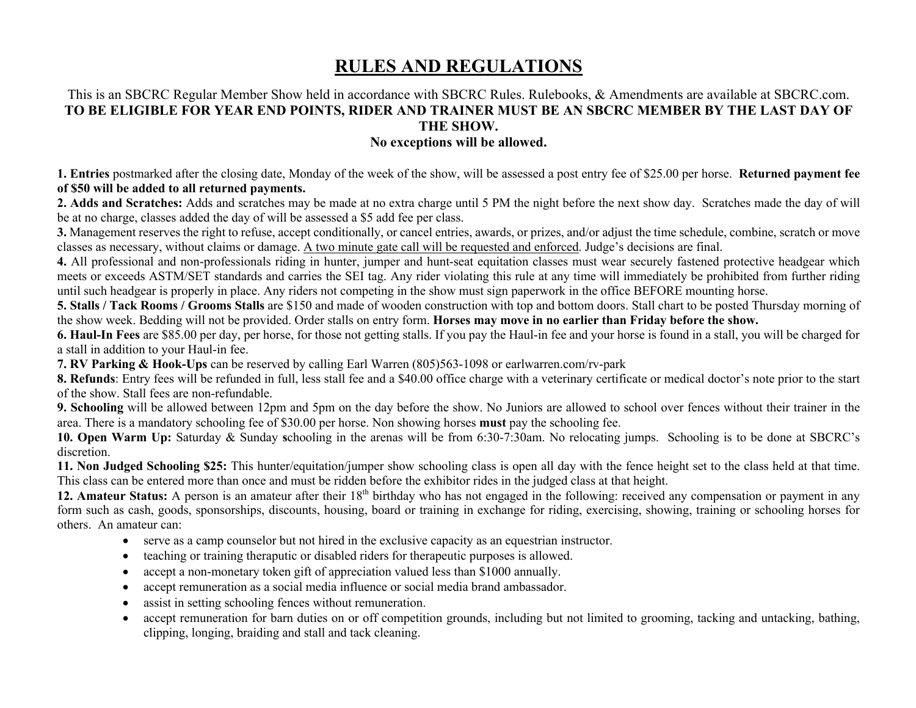# RULES AND REGULATIONS

This is an SBCRC Regular Member Show held in accordance with SBCRC Rules. Rulebooks, & Amendments are available at SBCRC.com.
**TO BE ELIGIBLE FOR YEAR END POINTS, RIDER AND TRAINER MUST BE AN SBCRC MEMBER BY THE LAST DAY OF THE SHOW.**
**No exceptions will be allowed.**

**1. Entries** postmarked after the closing date, Monday of the week of the show, will be assessed a post entry fee of $25.00 per horse. **Returned payment fee of $50 will be added to all returned payments.**

**2. Adds and Scratches:** Adds and scratches may be made at no extra charge until 5 PM the night before the next show day. Scratches made the day of will be at no charge, classes added the day of will be assessed a $5 add fee per class.

**3.** Management reserves the right to refuse, accept conditionally, or cancel entries, awards, or prizes, and/or adjust the time schedule, combine, scratch or move classes as necessary, without claims or damage. <u>A two minute gate call will be requested and enforced</u>. Judge's decisions are final.

**4.** All professional and non-professionals riding in hunter, jumper and hunt-seat equitation classes must wear securely fastened protective headgear which meets or exceeds ASTM/SET standards and carries the SEI tag. Any rider violating this rule at any time will immediately be prohibited from further riding until such headgear is properly in place. Any riders not competing in the show must sign paperwork in the office BEFORE mounting horse.

**5. Stalls / Tack Rooms / Grooms Stalls** are $150 and made of wooden construction with top and bottom doors. Stall chart to be posted Thursday morning of the show week. Bedding will not be provided. Order stalls on entry form. **Horses may move in no earlier than Friday before the show.**

**6. Haul-In Fees** are $85.00 per day, per horse, for those not getting stalls. If you pay the Haul-in fee and your horse is found in a stall, you will be charged for a stall in addition to your Haul-in fee.

**7. RV Parking & Hook-Ups** can be reserved by calling Earl Warren (805)563-1098 or earlwarren.com/rv-park

**8. Refunds**: Entry fees will be refunded in full, less stall fee and a $40.00 office charge with a veterinary certificate or medical doctor's note prior to the start of the show. Stall fees are non-refundable.

**9. Schooling** will be allowed between 12pm and 5pm on the day before the show. No Juniors are allowed to school over fences without their trainer in the area. There is a mandatory schooling fee of $30.00 per horse. Non showing horses **must** pay the schooling fee.

**10. Open Warm Up:** Saturday & Sunday **s**chooling in the arenas will be from 6:30-7:30am. No relocating jumps. Schooling is to be done at SBCRC's discretion.

**11. Non Judged Schooling $25:** This hunter/equitation/jumper show schooling class is open all day with the fence height set to the class held at that time. This class can be entered more than once and must be ridden before the exhibitor rides in the judged class at that height.

**12. Amateur Status:** A person is an amateur after their 18th birthday who has not engaged in the following: received any compensation or payment in any form such as cash, goods, sponsorships, discounts, housing, board or training in exchange for riding, exercising, showing, training or schooling horses for others. An amateur can:

- serve as a camp counselor but not hired in the exclusive capacity as an equestrian instructor.
- teaching or training theraputic or disabled riders for therapeutic purposes is allowed.
- accept a non-monetary token gift of appreciation valued less than $1000 annually.
- accept remuneration as a social media influence or social media brand ambassador.
- assist in setting schooling fences without remuneration.
- accept remuneration for barn duties on or off competition grounds, including but not limited to grooming, tacking and untacking, bathing, clipping, longing, braiding and stall and tack cleaning.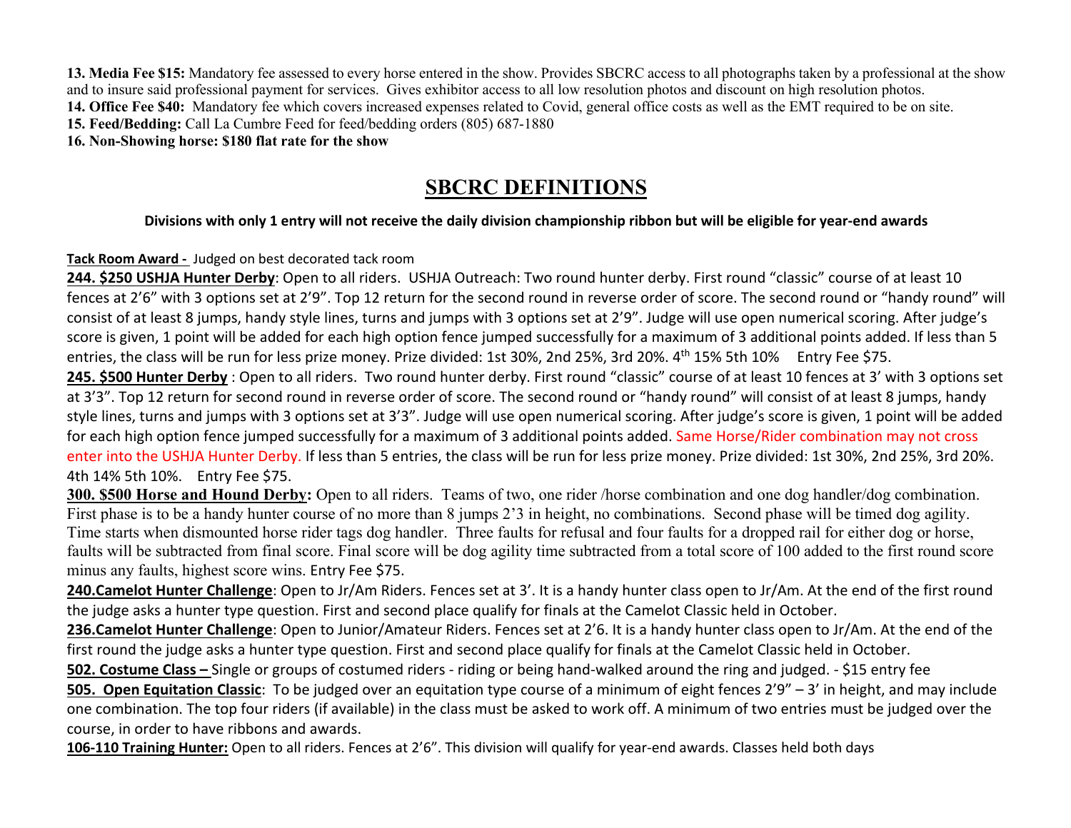**13. Media Fee $15:** Mandatory fee assessed to every horse entered in the show. Provides SBCRC access to all photographs taken by a professional at the show and to insure said professional payment for services. Gives exhibitor access to all low resolution photos and discount on high resolution photos.

**14. Office Fee $40:** Mandatory fee which covers increased expenses related to Covid, general office costs as well as the EMT required to be on site.

**15. Feed/Bedding:** Call La Cumbre Feed for feed/bedding orders (805) 687-1880

**16. Non-Showing horse: $180 flat rate for the show**

# SBCRC DEFINITIONS

**Divisions with only 1 entry will not receive the daily division championship ribbon but will be eligible for year-end awards**

**Tack Room Award -** Judged on best decorated tack room

**244. $250 USHJA Hunter Derby**: Open to all riders. USHJA Outreach: Two round hunter derby. First round "classic" course of at least 10 fences at 2'6" with 3 options set at 2'9". Top 12 return for the second round in reverse order of score. The second round or "handy round" will consist of at least 8 jumps, handy style lines, turns and jumps with 3 options set at 2'9". Judge will use open numerical scoring. After judge's score is given, 1 point will be added for each high option fence jumped successfully for a maximum of 3 additional points added. If less than 5 entries, the class will be run for less prize money. Prize divided: 1st 30%, 2nd 25%, 3rd 20%. 4th 15% 5th 10% Entry Fee $75.

**245. $500 Hunter Derby** : Open to all riders. Two round hunter derby. First round "classic" course of at least 10 fences at 3' with 3 options set at 3'3". Top 12 return for second round in reverse order of score. The second round or "handy round" will consist of at least 8 jumps, handy style lines, turns and jumps with 3 options set at 3'3". Judge will use open numerical scoring. After judge's score is given, 1 point will be added for each high option fence jumped successfully for a maximum of 3 additional points added. Same Horse/Rider combination may not cross enter into the USHJA Hunter Derby. If less than 5 entries, the class will be run for less prize money. Prize divided: 1st 30%, 2nd 25%, 3rd 20%. 4th 14% 5th 10%. Entry Fee $75.

**300. $500 Horse and Hound Derby:** Open to all riders. Teams of two, one rider /horse combination and one dog handler/dog combination. First phase is to be a handy hunter course of no more than 8 jumps 2'3 in height, no combinations. Second phase will be timed dog agility. Time starts when dismounted horse rider tags dog handler. Three faults for refusal and four faults for a dropped rail for either dog or horse, faults will be subtracted from final score. Final score will be dog agility time subtracted from a total score of 100 added to the first round score minus any faults, highest score wins. Entry Fee $75.

**240.Camelot Hunter Challenge**: Open to Jr/Am Riders. Fences set at 3'. It is a handy hunter class open to Jr/Am. At the end of the first round the judge asks a hunter type question. First and second place qualify for finals at the Camelot Classic held in October.

**236.Camelot Hunter Challenge**: Open to Junior/Amateur Riders. Fences set at 2'6. It is a handy hunter class open to Jr/Am. At the end of the first round the judge asks a hunter type question. First and second place qualify for finals at the Camelot Classic held in October.

**502. Costume Class –** Single or groups of costumed riders - riding or being hand-walked around the ring and judged. - $15 entry fee

**505. Open Equitation Classic**: To be judged over an equitation type course of a minimum of eight fences 2'9" – 3' in height, and may include one combination. The top four riders (if available) in the class must be asked to work off. A minimum of two entries must be judged over the course, in order to have ribbons and awards.

**106-110 Training Hunter:** Open to all riders. Fences at 2'6". This division will qualify for year-end awards. Classes held both days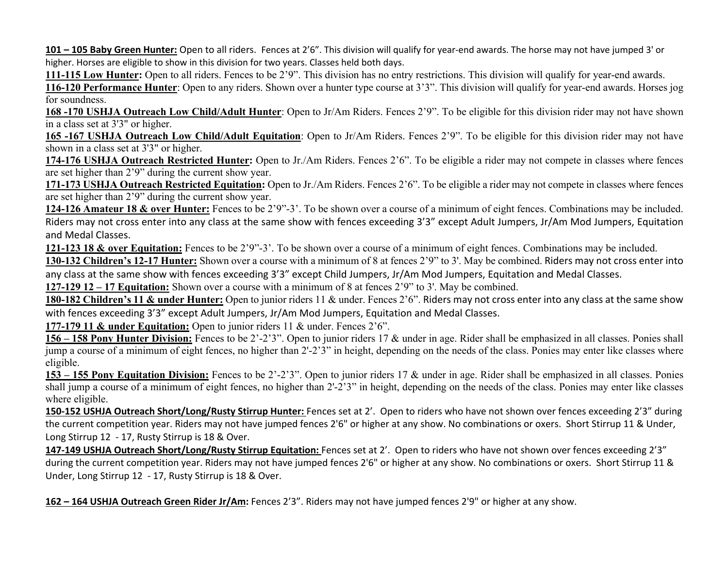**101 – 105 Baby Green Hunter:** Open to all riders. Fences at 2'6". This division will qualify for year-end awards. The horse may not have jumped 3' or higher. Horses are eligible to show in this division for two years. Classes held both days.

**111-115 Low Hunter:** Open to all riders. Fences to be 2'9". This division has no entry restrictions. This division will qualify for year-end awards.

**116-120 Performance Hunter**: Open to any riders. Shown over a hunter type course at 3'3". This division will qualify for year-end awards. Horses jog for soundness.

**168 -170 USHJA Outreach Low Child/Adult Hunter**: Open to Jr/Am Riders. Fences 2'9". To be eligible for this division rider may not have shown in a class set at 3'3" or higher.

**165 -167 USHJA Outreach Low Child/Adult Equitation**: Open to Jr/Am Riders. Fences 2'9". To be eligible for this division rider may not have shown in a class set at 3'3" or higher.

**174-176 USHJA Outreach Restricted Hunter:** Open to Jr./Am Riders. Fences 2'6". To be eligible a rider may not compete in classes where fences are set higher than 2'9" during the current show year.

**171-173 USHJA Outreach Restricted Equitation:** Open to Jr./Am Riders. Fences 2'6". To be eligible a rider may not compete in classes where fences are set higher than 2'9" during the current show year.

**124-126 Amateur 18 & over Hunter:** Fences to be 2'9"-3'. To be shown over a course of a minimum of eight fences. Combinations may be included. Riders may not cross enter into any class at the same show with fences exceeding 3'3" except Adult Jumpers, Jr/Am Mod Jumpers, Equitation and Medal Classes.

**121-123 18 & over Equitation:** Fences to be 2'9"-3'. To be shown over a course of a minimum of eight fences. Combinations may be included.

**130-132 Children's 12-17 Hunter:** Shown over a course with a minimum of 8 at fences 2'9" to 3'. May be combined. Riders may not cross enter into any class at the same show with fences exceeding 3'3" except Child Jumpers, Jr/Am Mod Jumpers, Equitation and Medal Classes.

**127-129 12 – 17 Equitation:** Shown over a course with a minimum of 8 at fences 2'9" to 3'. May be combined.

**180-182 Children's 11 & under Hunter:** Open to junior riders 11 & under. Fences 2'6". Riders may not cross enter into any class at the same show with fences exceeding 3'3" except Adult Jumpers, Jr/Am Mod Jumpers, Equitation and Medal Classes.

**177-179 11 & under Equitation:** Open to junior riders 11 & under. Fences 2'6".

**156 – 158 Pony Hunter Division:** Fences to be 2'-2'3". Open to junior riders 17 & under in age. Rider shall be emphasized in all classes. Ponies shall jump a course of a minimum of eight fences, no higher than 2'-2'3" in height, depending on the needs of the class. Ponies may enter like classes where eligible.

**153 – 155 Pony Equitation Division:** Fences to be 2'-2'3". Open to junior riders 17 & under in age. Rider shall be emphasized in all classes. Ponies shall jump a course of a minimum of eight fences, no higher than 2'-2'3" in height, depending on the needs of the class. Ponies may enter like classes where eligible.

**150-152 USHJA Outreach Short/Long/Rusty Stirrup Hunter:** Fences set at 2'. Open to riders who have not shown over fences exceeding 2'3" during the current competition year. Riders may not have jumped fences 2'6" or higher at any show. No combinations or oxers. Short Stirrup 11 & Under, Long Stirrup 12 - 17, Rusty Stirrup is 18 & Over.

**147-149 USHJA Outreach Short/Long/Rusty Stirrup Equitation:** Fences set at 2'. Open to riders who have not shown over fences exceeding 2'3" during the current competition year. Riders may not have jumped fences 2'6" or higher at any show. No combinations or oxers. Short Stirrup 11 & Under, Long Stirrup 12 - 17, Rusty Stirrup is 18 & Over.

**162 – 164 USHJA Outreach Green Rider Jr/Am:** Fences 2'3". Riders may not have jumped fences 2'9" or higher at any show.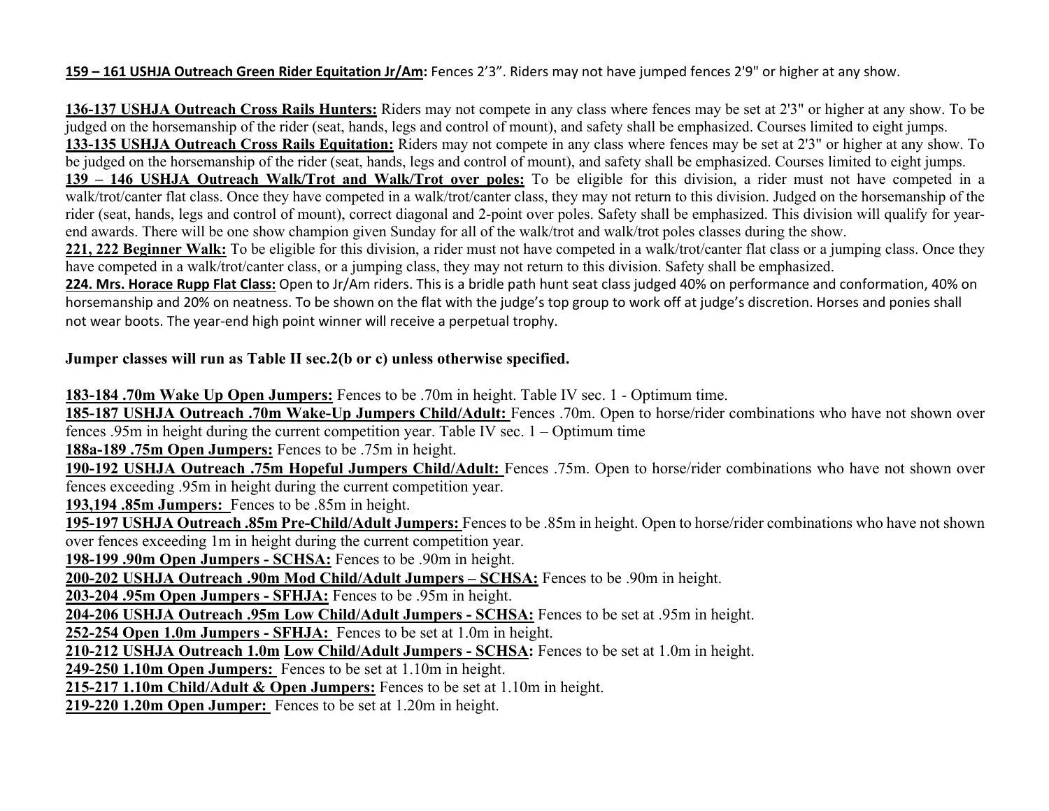**159 – 161 USHJA Outreach Green Rider Equitation Jr/Am:** Fences 2'3". Riders may not have jumped fences 2'9" or higher at any show.

**136-137 USHJA Outreach Cross Rails Hunters:** Riders may not compete in any class where fences may be set at 2'3" or higher at any show. To be judged on the horsemanship of the rider (seat, hands, legs and control of mount), and safety shall be emphasized. Courses limited to eight jumps.
**133-135 USHJA Outreach Cross Rails Equitation:** Riders may not compete in any class where fences may be set at 2'3" or higher at any show. To be judged on the horsemanship of the rider (seat, hands, legs and control of mount), and safety shall be emphasized. Courses limited to eight jumps.
**139 – 146 USHJA Outreach Walk/Trot and Walk/Trot over poles:** To be eligible for this division, a rider must not have competed in a walk/trot/canter flat class. Once they have competed in a walk/trot/canter class, they may not return to this division. Judged on the horsemanship of the rider (seat, hands, legs and control of mount), correct diagonal and 2-point over poles. Safety shall be emphasized. This division will qualify for year-end awards. There will be one show champion given Sunday for all of the walk/trot and walk/trot poles classes during the show.
**221, 222 Beginner Walk:** To be eligible for this division, a rider must not have competed in a walk/trot/canter flat class or a jumping class. Once they have competed in a walk/trot/canter class, or a jumping class, they may not return to this division. Safety shall be emphasized.
**224. Mrs. Horace Rupp Flat Class:** Open to Jr/Am riders. This is a bridle path hunt seat class judged 40% on performance and conformation, 40% on horsemanship and 20% on neatness. To be shown on the flat with the judge's top group to work off at judge's discretion. Horses and ponies shall not wear boots. The year-end high point winner will receive a perpetual trophy.

**Jumper classes will run as Table II sec.2(b or c) unless otherwise specified.**

**183-184 .70m Wake Up Open Jumpers:** Fences to be .70m in height. Table IV sec. 1 - Optimum time.
**185-187 USHJA Outreach .70m Wake-Up Jumpers Child/Adult:** Fences .70m. Open to horse/rider combinations who have not shown over fences .95m in height during the current competition year. Table IV sec. 1 – Optimum time
**188a-189 .75m Open Jumpers:** Fences to be .75m in height.
**190-192 USHJA Outreach .75m Hopeful Jumpers Child/Adult:** Fences .75m. Open to horse/rider combinations who have not shown over fences exceeding .95m in height during the current competition year.
**193,194 .85m Jumpers:** Fences to be .85m in height.
**195-197 USHJA Outreach .85m Pre-Child/Adult Jumpers:** Fences to be .85m in height. Open to horse/rider combinations who have not shown over fences exceeding 1m in height during the current competition year.
**198-199 .90m Open Jumpers - SCHSA:** Fences to be .90m in height.
**200-202 USHJA Outreach .90m Mod Child/Adult Jumpers – SCHSA:** Fences to be .90m in height.
**203-204 .95m Open Jumpers - SFHJA:** Fences to be .95m in height.
**204-206 USHJA Outreach .95m Low Child/Adult Jumpers - SCHSA:** Fences to be set at .95m in height.
**252-254 Open 1.0m Jumpers - SFHJA:** Fences to be set at 1.0m in height.
**210-212 USHJA Outreach 1.0m Low Child/Adult Jumpers - SCHSA:** Fences to be set at 1.0m in height.
**249-250 1.10m Open Jumpers:** Fences to be set at 1.10m in height.
**215-217 1.10m Child/Adult & Open Jumpers:** Fences to be set at 1.10m in height.
**219-220 1.20m Open Jumper:** Fences to be set at 1.20m in height.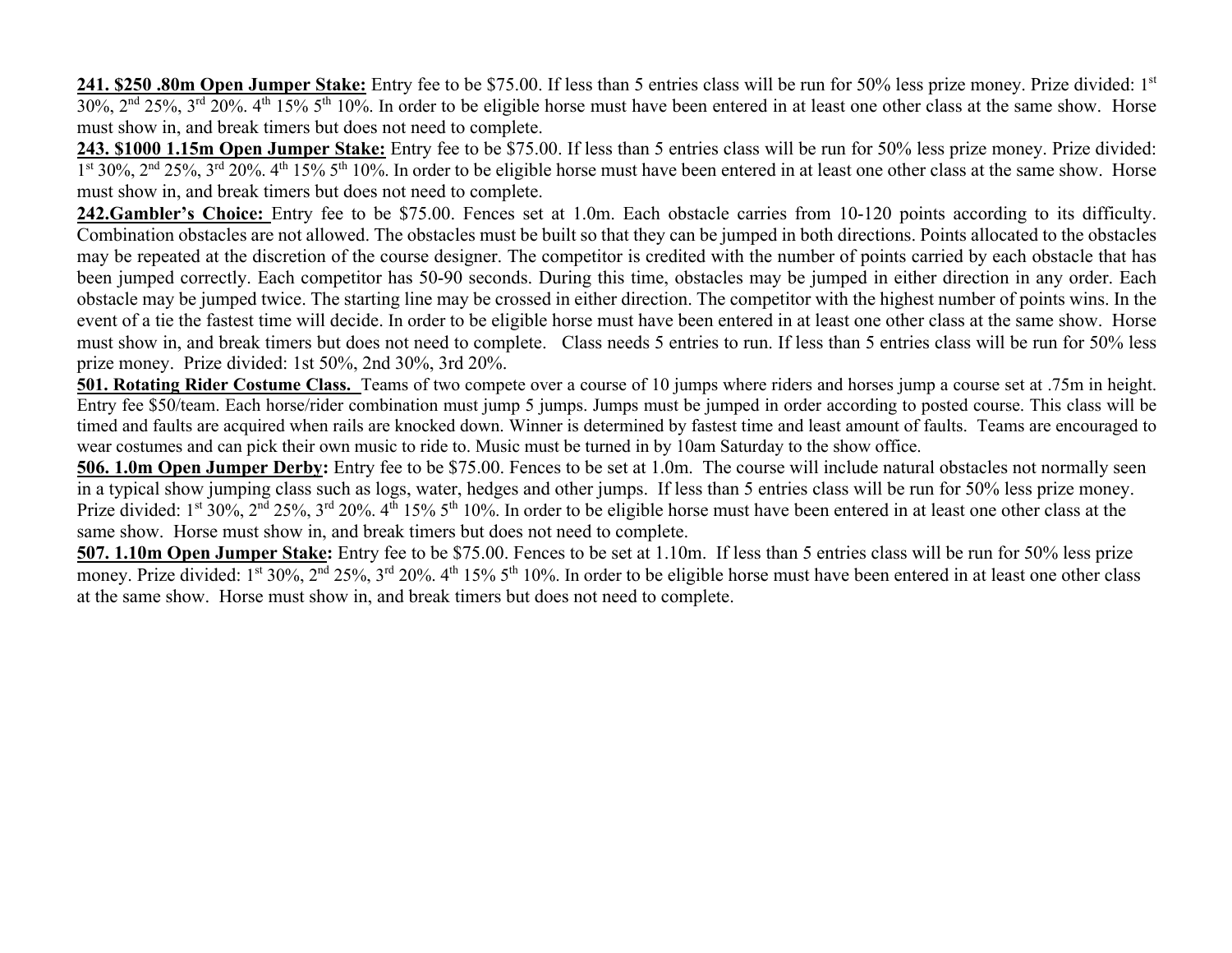**241. $250 .80m Open Jumper Stake:** Entry fee to be $75.00. If less than 5 entries class will be run for 50% less prize money. Prize divided: 1st 30%, 2nd 25%, 3rd 20%. 4th 15% 5th 10%. In order to be eligible horse must have been entered in at least one other class at the same show. Horse must show in, and break timers but does not need to complete.

**243. $1000 1.15m Open Jumper Stake:** Entry fee to be $75.00. If less than 5 entries class will be run for 50% less prize money. Prize divided: 1st 30%, 2nd 25%, 3rd 20%. 4th 15% 5th 10%. In order to be eligible horse must have been entered in at least one other class at the same show. Horse must show in, and break timers but does not need to complete.

**242.Gambler's Choice:** Entry fee to be $75.00. Fences set at 1.0m. Each obstacle carries from 10-120 points according to its difficulty. Combination obstacles are not allowed. The obstacles must be built so that they can be jumped in both directions. Points allocated to the obstacles may be repeated at the discretion of the course designer. The competitor is credited with the number of points carried by each obstacle that has been jumped correctly. Each competitor has 50-90 seconds. During this time, obstacles may be jumped in either direction in any order. Each obstacle may be jumped twice. The starting line may be crossed in either direction. The competitor with the highest number of points wins. In the event of a tie the fastest time will decide. In order to be eligible horse must have been entered in at least one other class at the same show. Horse must show in, and break timers but does not need to complete. Class needs 5 entries to run. If less than 5 entries class will be run for 50% less prize money. Prize divided: 1st 50%, 2nd 30%, 3rd 20%.

**501. Rotating Rider Costume Class.** Teams of two compete over a course of 10 jumps where riders and horses jump a course set at .75m in height. Entry fee $50/team. Each horse/rider combination must jump 5 jumps. Jumps must be jumped in order according to posted course. This class will be timed and faults are acquired when rails are knocked down. Winner is determined by fastest time and least amount of faults. Teams are encouraged to wear costumes and can pick their own music to ride to. Music must be turned in by 10am Saturday to the show office.

**506. 1.0m Open Jumper Derby:** Entry fee to be $75.00. Fences to be set at 1.0m. The course will include natural obstacles not normally seen in a typical show jumping class such as logs, water, hedges and other jumps. If less than 5 entries class will be run for 50% less prize money. Prize divided: 1st 30%, 2nd 25%, 3rd 20%. 4th 15% 5th 10%. In order to be eligible horse must have been entered in at least one other class at the same show. Horse must show in, and break timers but does not need to complete.

**507. 1.10m Open Jumper Stake:** Entry fee to be $75.00. Fences to be set at 1.10m. If less than 5 entries class will be run for 50% less prize money. Prize divided: 1st 30%, 2nd 25%, 3rd 20%. 4th 15% 5th 10%. In order to be eligible horse must have been entered in at least one other class at the same show. Horse must show in, and break timers but does not need to complete.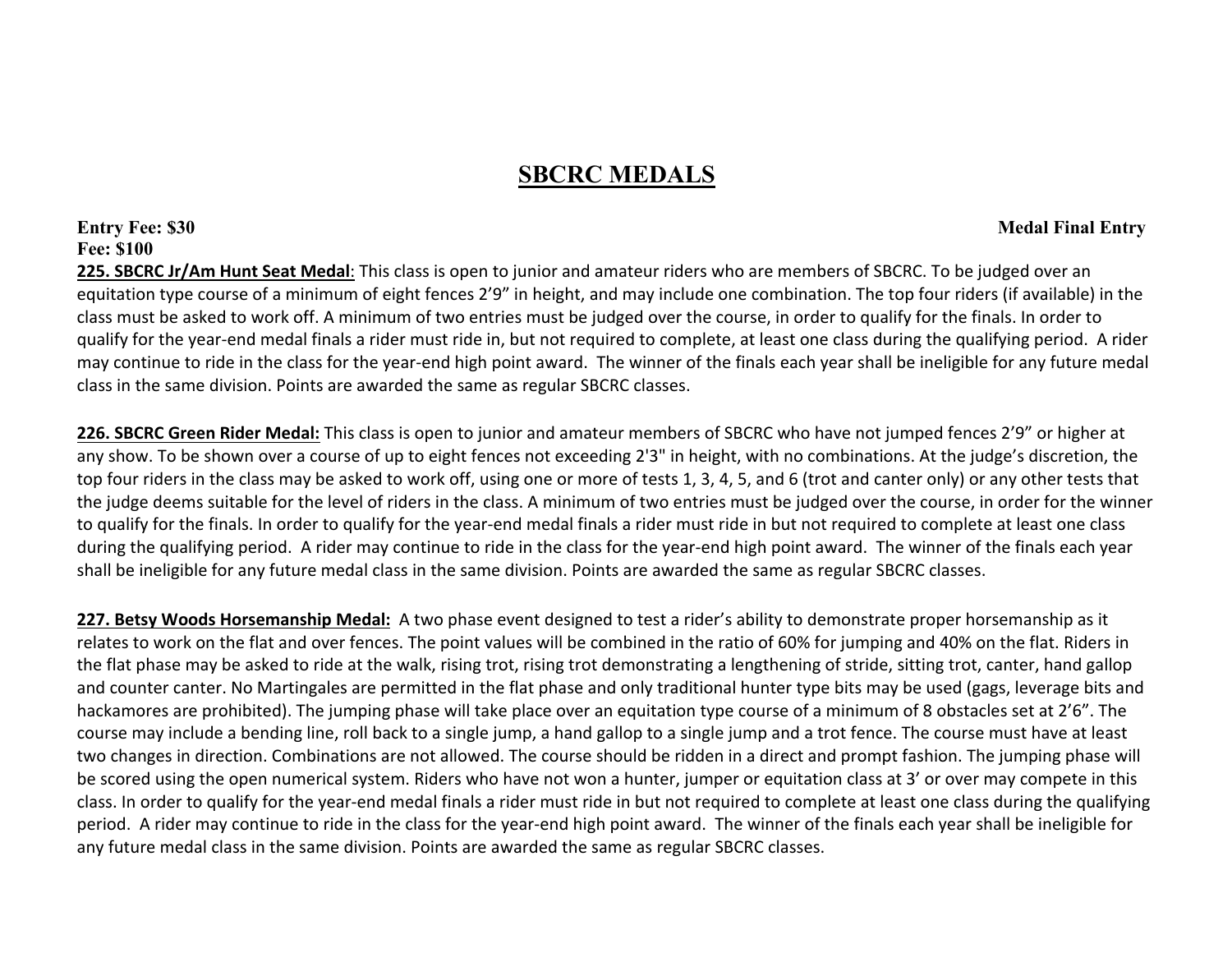# SBCRC MEDALS

**Entry Fee: $30** **Medal Final Entry Fee: $100**

**225. SBCRC Jr/Am Hunt Seat Medal**: This class is open to junior and amateur riders who are members of SBCRC. To be judged over an equitation type course of a minimum of eight fences 2'9" in height, and may include one combination. The top four riders (if available) in the class must be asked to work off. A minimum of two entries must be judged over the course, in order to qualify for the finals. In order to qualify for the year-end medal finals a rider must ride in, but not required to complete, at least one class during the qualifying period. A rider may continue to ride in the class for the year-end high point award. The winner of the finals each year shall be ineligible for any future medal class in the same division. Points are awarded the same as regular SBCRC classes.

**226. SBCRC Green Rider Medal:** This class is open to junior and amateur members of SBCRC who have not jumped fences 2'9" or higher at any show. To be shown over a course of up to eight fences not exceeding 2'3" in height, with no combinations. At the judge's discretion, the top four riders in the class may be asked to work off, using one or more of tests 1, 3, 4, 5, and 6 (trot and canter only) or any other tests that the judge deems suitable for the level of riders in the class. A minimum of two entries must be judged over the course, in order for the winner to qualify for the finals. In order to qualify for the year-end medal finals a rider must ride in but not required to complete at least one class during the qualifying period. A rider may continue to ride in the class for the year-end high point award. The winner of the finals each year shall be ineligible for any future medal class in the same division. Points are awarded the same as regular SBCRC classes.

**227. Betsy Woods Horsemanship Medal:** A two phase event designed to test a rider's ability to demonstrate proper horsemanship as it relates to work on the flat and over fences. The point values will be combined in the ratio of 60% for jumping and 40% on the flat. Riders in the flat phase may be asked to ride at the walk, rising trot, rising trot demonstrating a lengthening of stride, sitting trot, canter, hand gallop and counter canter. No Martingales are permitted in the flat phase and only traditional hunter type bits may be used (gags, leverage bits and hackamores are prohibited). The jumping phase will take place over an equitation type course of a minimum of 8 obstacles set at 2'6". The course may include a bending line, roll back to a single jump, a hand gallop to a single jump and a trot fence. The course must have at least two changes in direction. Combinations are not allowed. The course should be ridden in a direct and prompt fashion. The jumping phase will be scored using the open numerical system. Riders who have not won a hunter, jumper or equitation class at 3' or over may compete in this class. In order to qualify for the year-end medal finals a rider must ride in but not required to complete at least one class during the qualifying period. A rider may continue to ride in the class for the year-end high point award. The winner of the finals each year shall be ineligible for any future medal class in the same division. Points are awarded the same as regular SBCRC classes.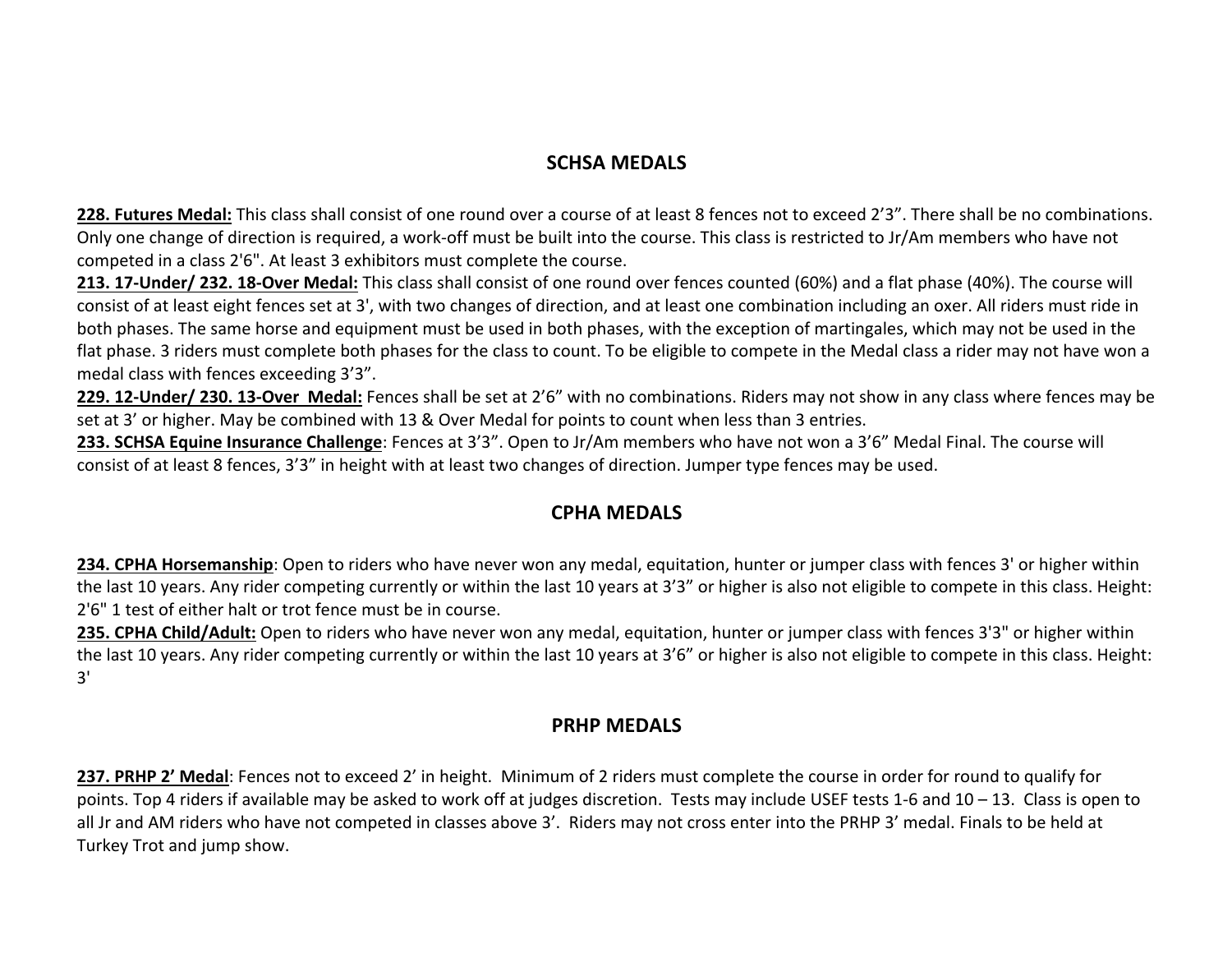## SCHSA MEDALS

**228. Futures Medal:** This class shall consist of one round over a course of at least 8 fences not to exceed 2'3". There shall be no combinations. Only one change of direction is required, a work-off must be built into the course. This class is restricted to Jr/Am members who have not competed in a class 2'6". At least 3 exhibitors must complete the course.

**213. 17-Under/ 232. 18-Over Medal:** This class shall consist of one round over fences counted (60%) and a flat phase (40%). The course will consist of at least eight fences set at 3', with two changes of direction, and at least one combination including an oxer. All riders must ride in both phases. The same horse and equipment must be used in both phases, with the exception of martingales, which may not be used in the flat phase. 3 riders must complete both phases for the class to count. To be eligible to compete in the Medal class a rider may not have won a medal class with fences exceeding 3'3".

**229. 12-Under/ 230. 13-Over Medal:** Fences shall be set at 2'6" with no combinations. Riders may not show in any class where fences may be set at 3' or higher. May be combined with 13 & Over Medal for points to count when less than 3 entries.

**233. SCHSA Equine Insurance Challenge**: Fences at 3'3". Open to Jr/Am members who have not won a 3'6" Medal Final. The course will consist of at least 8 fences, 3'3" in height with at least two changes of direction. Jumper type fences may be used.

## CPHA MEDALS

**234. CPHA Horsemanship**: Open to riders who have never won any medal, equitation, hunter or jumper class with fences 3' or higher within the last 10 years. Any rider competing currently or within the last 10 years at 3'3" or higher is also not eligible to compete in this class. Height: 2'6" 1 test of either halt or trot fence must be in course.

**235. CPHA Child/Adult:** Open to riders who have never won any medal, equitation, hunter or jumper class with fences 3'3" or higher within the last 10 years. Any rider competing currently or within the last 10 years at 3'6" or higher is also not eligible to compete in this class. Height: 3'

## PRHP MEDALS

**237. PRHP 2' Medal**: Fences not to exceed 2' in height. Minimum of 2 riders must complete the course in order for round to qualify for points. Top 4 riders if available may be asked to work off at judges discretion. Tests may include USEF tests 1-6 and 10 – 13. Class is open to all Jr and AM riders who have not competed in classes above 3'. Riders may not cross enter into the PRHP 3' medal. Finals to be held at Turkey Trot and jump show.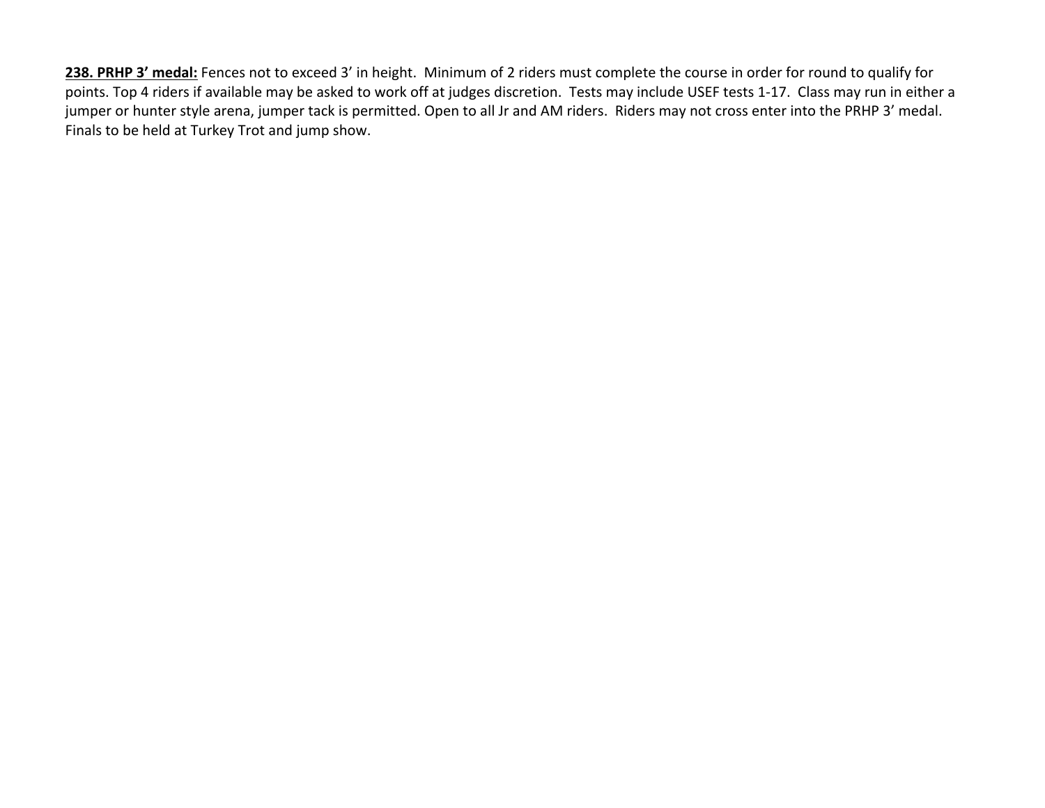**238. PRHP 3’ medal:** Fences not to exceed 3’ in height. Minimum of 2 riders must complete the course in order for round to qualify for points. Top 4 riders if available may be asked to work off at judges discretion. Tests may include USEF tests 1-17. Class may run in either a jumper or hunter style arena, jumper tack is permitted. Open to all Jr and AM riders. Riders may not cross enter into the PRHP 3’ medal. Finals to be held at Turkey Trot and jump show.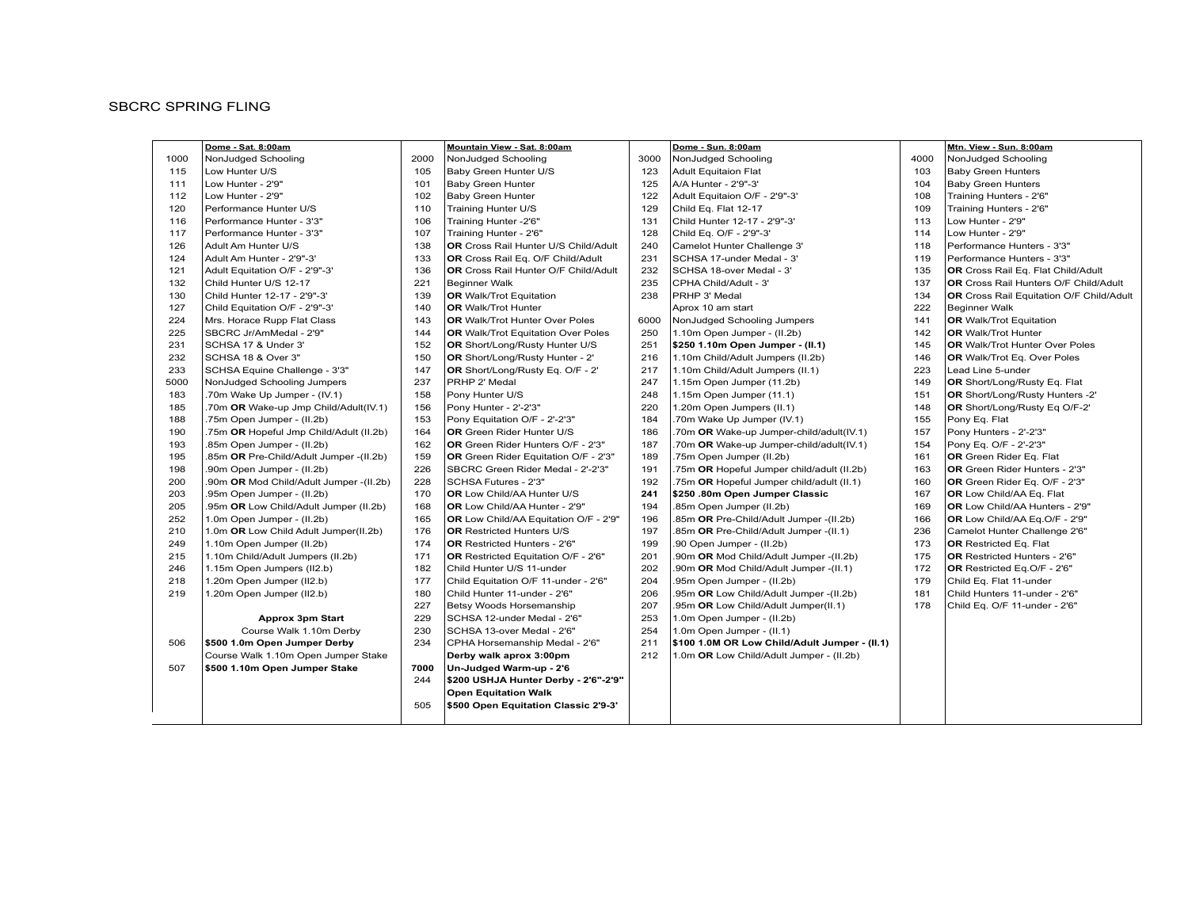SBCRC SPRING FLING

| | Dome - Sat. 8:00am | | Mountain View - Sat. 8:00am | | Dome - Sun. 8:00am | | Mtn. View - Sun. 8:00am |
|---|---|---|---|---|---|---|---|
| 1000 | NonJudged Schooling | 2000 | NonJudged Schooling | 3000 | NonJudged Schooling | 4000 | NonJudged Schooling |
| 115 | Low Hunter U/S | 105 | Baby Green Hunter U/S | 123 | Adult Equitaion Flat | 103 | Baby Green Hunters |
| 111 | Low Hunter - 2'9" | 101 | Baby Green Hunter | 125 | A/A Hunter - 2'9"-3' | 104 | Baby Green Hunters |
| 112 | Low Hunter - 2'9" | 102 | Baby Green Hunter | 122 | Adult Equitaion O/F - 2'9"-3' | 108 | Training Hunters - 2'6" |
| 120 | Performance Hunter U/S | 110 | Training Hunter U/S | 129 | Child Eq. Flat 12-17 | 109 | Training Hunters - 2'6" |
| 116 | Performance Hunter - 3'3" | 106 | Training Hunter -2'6" | 131 | Child Hunter 12-17 - 2'9"-3' | 113 | Low Hunter - 2'9" |
| 117 | Performance Hunter - 3'3" | 107 | Training Hunter - 2'6" | 128 | Child Eq. O/F - 2'9"-3' | 114 | Low Hunter - 2'9" |
| 126 | Adult Am Hunter U/S | 138 | **OR** Cross Rail Hunter U/S Child/Adult | 240 | Camelot Hunter Challenge 3' | 118 | Performance Hunters - 3'3" |
| 124 | Adult Am Hunter - 2'9"-3' | 133 | **OR** Cross Rail Eq. O/F Child/Adult | 231 | SCHSA 17-under Medal - 3' | 119 | Performance Hunters - 3'3" |
| 121 | Adult Equitation O/F - 2'9"-3' | 136 | **OR** Cross Rail Hunter O/F Child/Adult | 232 | SCHSA 18-over Medal - 3' | 135 | **OR** Cross Rail Eq. Flat Child/Adult |
| 132 | Child Hunter U/S 12-17 | 221 | Beginner Walk | 235 | CPHA Child/Adult - 3' | 137 | **OR** Cross Rail Hunters O/F Child/Adult |
| 130 | Child Hunter 12-17 - 2'9"-3' | 139 | **OR** Walk/Trot Equitation | 238 | PRHP 3' Medal | 134 | **OR** Cross Rail Equitation O/F Child/Adult |
| 127 | Child Equitation O/F - 2'9"-3' | 140 | **OR** Walk/Trot Hunter | | Aprox 10 am start | 222 | Beginner Walk |
| 224 | Mrs. Horace Rupp Flat Class | 143 | **OR** Walk/Trot Hunter Over Poles | 6000 | NonJudged Schooling Jumpers | 141 | **OR** Walk/Trot Equitation |
| 225 | SBCRC Jr/AmMedal - 2'9" | 144 | **OR** Walk/Trot Equitation Over Poles | 250 | 1.10m Open Jumper - (II.2b) | 142 | **OR** Walk/Trot Hunter |
| 231 | SCHSA 17 & Under 3' | 152 | **OR** Short/Long/Rusty Hunter U/S | 251 | **$250 1.10m Open Jumper - (II.1)** | 145 | **OR** Walk/Trot Hunter Over Poles |
| 232 | SCHSA 18 & Over 3" | 150 | **OR** Short/Long/Rusty Hunter - 2' | 216 | 1.10m Child/Adult Jumpers (II.2b) | 146 | **OR** Walk/Trot Eq. Over Poles |
| 233 | SCHSA Equine Challenge - 3'3" | 147 | **OR** Short/Long/Rusty Eq. O/F - 2' | 217 | 1.10m Child/Adult Jumpers (II.1) | 223 | Lead Line 5-under |
| 5000 | NonJudged Schooling Jumpers | 237 | PRHP 2' Medal | 247 | 1.15m Open Jumper (11.2b) | 149 | **OR** Short/Long/Rusty Eq. Flat |
| 183 | .70m Wake Up Jumper - (IV.1) | 158 | Pony Hunter U/S | 248 | 1.15m Open Jumper (11.1) | 151 | **OR** Short/Long/Rusty Hunters -2' |
| 185 | .70m **OR** Wake-up Jmp Child/Adult(IV.1) | 156 | Pony Hunter - 2'-2'3" | 220 | 1.20m Open Jumpers (II.1) | 148 | **OR** Short/Long/Rusty Eq O/F-2' |
| 188 | .75m Open Jumper - (II.2b) | 153 | Pony Equitation O/F - 2'-2'3" | 184 | .70m Wake Up Jumper (IV.1) | 155 | Pony Eq. Flat |
| 190 | .75m **OR** Hopeful Jmp Child/Adult (II.2b) | 164 | **OR** Green Rider Hunter U/S | 186 | .70m **OR** Wake-up Jumper-child/adult(IV.1) | 157 | Pony Hunters - 2'-2'3" |
| 193 | .85m Open Jumper - (II.2b) | 162 | **OR** Green Rider Hunters O/F - 2'3" | 187 | .70m **OR** Wake-up Jumper-child/adult(IV.1) | 154 | Pony Eq. O/F - 2'-2'3" |
| 195 | .85m **OR** Pre-Child/Adult Jumper -(II.2b) | 159 | **OR** Green Rider Equitation O/F - 2'3" | 189 | .75m Open Jumper (II.2b) | 161 | **OR** Green Rider Eq. Flat |
| 198 | .90m Open Jumper - (II.2b) | 226 | SBCRC Green Rider Medal - 2'-2'3" | 191 | .75m **OR** Hopeful Jumper child/adult (II.2b) | 163 | **OR** Green Rider Hunters - 2'3" |
| 200 | .90m **OR** Mod Child/Adult Jumper -(II.2b) | 228 | SCHSA Futures - 2'3" | 192 | .75m **OR** Hopeful Jumper child/adult (II.1) | 160 | **OR** Green Rider Eq. O/F - 2'3" |
| 203 | .95m Open Jumper - (II.2b) | 170 | **OR** Low Child/AA Hunter U/S | **241** | **$250 .80m Open Jumper Classic** | 167 | **OR** Low Child/AA Eq. Flat |
| 205 | .95m **OR** Low Child/Adult Jumper (II.2b) | 168 | **OR** Low Child/AA Hunter - 2'9" | 194 | .85m Open Jumper (II.2b) | 169 | **OR** Low Child/AA Hunters - 2'9" |
| 252 | 1.0m Open Jumper - (II.2b) | 165 | **OR** Low Child/AA Equitation O/F - 2'9" | 196 | .85m **OR** Pre-Child/Adult Jumper -(II.2b) | 166 | **OR** Low Child/AA Eq.O/F - 2'9" |
| 210 | 1.0m **OR** Low Child Adult Jumper(II.2b) | 176 | **OR** Restricted Hunters U/S | 197 | .85m **OR** Pre-Child/Adult Jumper -(II.1) | 236 | Camelot Hunter Challenge 2'6" |
| 249 | 1.10m Open Jumper (II.2b) | 174 | **OR** Restricted Hunters - 2'6" | 199 | .90 Open Jumper - (II.2b) | 173 | **OR** Restricted Eq. Flat |
| 215 | 1.10m Child/Adult Jumpers (II.2b) | 171 | **OR** Restricted Equitation O/F - 2'6" | 201 | .90m **OR** Mod Child/Adult Jumper -(II.2b) | 175 | **OR** Restricted Hunters - 2'6" |
| 246 | 1.15m Open Jumpers (II2.b) | 182 | Child Hunter U/S 11-under | 202 | .90m **OR** Mod Child/Adult Jumper -(II.1) | 172 | **OR** Restricted Eq.O/F - 2'6" |
| 218 | 1.20m Open Jumper (II2.b) | 177 | Child Equitation O/F 11-under - 2'6" | 204 | .95m Open Jumper - (II.2b) | 179 | Child Eq. Flat 11-under |
| 219 | 1.20m Open Jumper (II2.b) | 180 | Child Hunter 11-under - 2'6" | 206 | .95m **OR** Low Child/Adult Jumper -(II.2b) | 181 | Child Hunters 11-under - 2'6" |
| | | 227 | Betsy Woods Horsemanship | 207 | .95m **OR** Low Child/Adult Jumper(II.1) | 178 | Child Eq. O/F 11-under - 2'6" |
| | **Approx 3pm Start** | 229 | SCHSA 12-under Medal - 2'6" | 253 | 1.0m Open Jumper - (II.2b) | | |
| | Course Walk 1.10m Derby | 230 | SCHSA 13-over Medal - 2'6" | 254 | 1.0m Open Jumper - (II.1) | | |
| 506 | **$500 1.0m Open Jumper Derby** | 234 | CPHA Horsemanship Medal - 2'6" | 211 | **$100 1.0M OR Low Child/Adult Jumper - (II.1)** | | |
| | Course Walk 1.10m Open Jumper Stake | | **Derby walk aprox 3:00pm** | 212 | 1.0m **OR** Low Child/Adult Jumper - (II.2b) | | |
| 507 | **$500 1.10m Open Jumper Stake** | **7000** | **Un-Judged Warm-up - 2'6** | | | | |
| | | 244 | **$200 USHJA Hunter Derby - 2'6"-2'9"** | | | | |
| | | | **Open Equitation Walk** | | | | |
| | | 505 | **$500 Open Equitation Classic 2'9-3'** | | | | |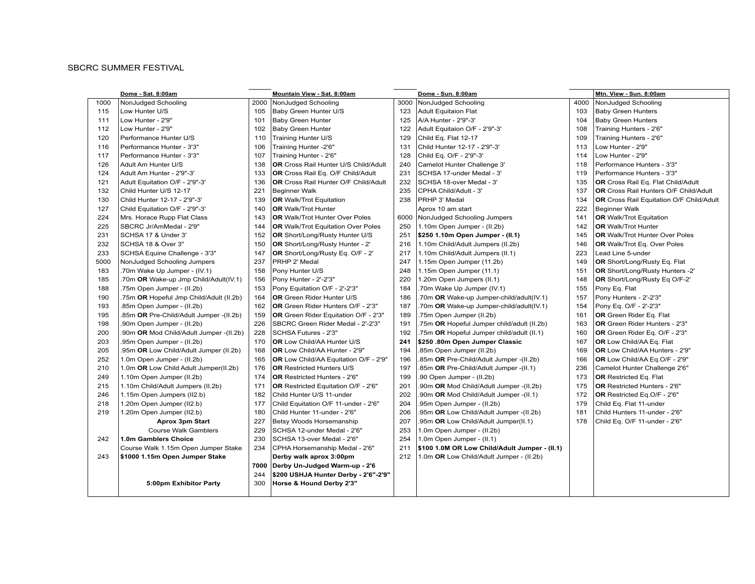SBCRC SUMMER FESTIVAL

| | Dome - Sat. 8:00am | | Mountain View - Sat. 8:00am | | Dome - Sun. 8:00am | | Mtn. View - Sun. 8:00am |
|---|---|---|---|---|---|---|---|
| 1000 | NonJudged Schooling | 2000 | NonJudged Schooling | 3000 | NonJudged Schooling | 4000 | NonJudged Schooling |
| 115 | Low Hunter U/S | 105 | Baby Green Hunter U/S | 123 | Adult Equitaion Flat | 103 | Baby Green Hunters |
| 111 | Low Hunter - 2'9" | 101 | Baby Green Hunter | 125 | A/A Hunter - 2'9"-3' | 104 | Baby Green Hunters |
| 112 | Low Hunter - 2'9" | 102 | Baby Green Hunter | 122 | Adult Equitaion O/F - 2'9"-3' | 108 | Training Hunters - 2'6" |
| 120 | Performance Hunter U/S | 110 | Training Hunter U/S | 129 | Child Eq. Flat 12-17 | 109 | Training Hunters - 2'6" |
| 116 | Performance Hunter - 3'3" | 106 | Training Hunter -2'6" | 131 | Child Hunter 12-17 - 2'9"-3' | 113 | Low Hunter - 2'9" |
| 117 | Performance Hunter - 3'3" | 107 | Training Hunter - 2'6" | 128 | Child Eq. O/F - 2'9"-3' | 114 | Low Hunter - 2'9" |
| 126 | Adult Am Hunter U/S | 138 | **OR** Cross Rail Hunter U/S Child/Adult | 240 | Camelot Hunter Challenge 3' | 118 | Performance Hunters - 3'3" |
| 124 | Adult Am Hunter - 2'9"-3' | 133 | **OR** Cross Rail Eq. O/F Child/Adult | 231 | SCHSA 17-under Medal - 3' | 119 | Performance Hunters - 3'3" |
| 121 | Adult Equitation O/F - 2'9"-3' | 136 | **OR** Cross Rail Hunter O/F Child/Adult | 232 | SCHSA 18-over Medal - 3' | 135 | **OR** Cross Rail Eq. Flat Child/Adult |
| 132 | Child Hunter U/S 12-17 | 221 | Beginner Walk | 235 | CPHA Child/Adult - 3' | 137 | **OR** Cross Rail Hunters O/F Child/Adult |
| 130 | Child Hunter 12-17 - 2'9"-3' | 139 | **OR** Walk/Trot Equitation | 238 | PRHP 3' Medal | 134 | **OR** Cross Rail Equitation O/F Child/Adult |
| 127 | Child Equitation O/F - 2'9"-3' | 140 | **OR** Walk/Trot Hunter | | Aprox 10 am start | 222 | Beginner Walk |
| 224 | Mrs. Horace Rupp Flat Class | 143 | **OR** Walk/Trot Hunter Over Poles | 6000 | NonJudged Schooling Jumpers | 141 | **OR** Walk/Trot Equitation |
| 225 | SBCRC Jr/AmMedal - 2'9" | 144 | **OR** Walk/Trot Equitation Over Poles | 250 | 1.10m Open Jumper - (II.2b) | 142 | **OR** Walk/Trot Hunter |
| 231 | SCHSA 17 & Under 3' | 152 | **OR** Short/Long/Rusty Hunter U/S | 251 | **$250 1.10m Open Jumper - (II.1)** | 145 | **OR** Walk/Trot Hunter Over Poles |
| 232 | SCHSA 18 & Over 3" | 150 | **OR** Short/Long/Rusty Hunter - 2' | 216 | 1.10m Child/Adult Jumpers (II.2b) | 146 | **OR** Walk/Trot Eq. Over Poles |
| 233 | SCHSA Equine Challenge - 3'3" | 147 | **OR** Short/Long/Rusty Eq. O/F - 2' | 217 | 1.10m Child/Adult Jumpers (II.1) | 223 | Lead Line 5-under |
| 5000 | NonJudged Schooling Jumpers | 237 | PRHP 2' Medal | 247 | 1.15m Open Jumper (11.2b) | 149 | **OR** Short/Long/Rusty Eq. Flat |
| 183 | .70m Wake Up Jumper - (IV.1) | 158 | Pony Hunter U/S | 248 | 1.15m Open Jumper (11.1) | 151 | **OR** Short/Long/Rusty Hunters -2' |
| 185 | .70m **OR** Wake-up Jmp Child/Adult(IV.1) | 156 | Pony Hunter - 2'-2'3" | 220 | 1.20m Open Jumpers (II.1) | 148 | **OR** Short/Long/Rusty Eq O/F-2' |
| 188 | .75m Open Jumper - (II.2b) | 153 | Pony Equitation O/F - 2'-2'3" | 184 | .70m Wake Up Jumper (IV.1) | 155 | Pony Eq. Flat |
| 190 | .75m **OR** Hopeful Jmp Child/Adult (II.2b) | 164 | **OR** Green Rider Hunter U/S | 186 | .70m **OR** Wake-up Jumper-child/adult(IV.1) | 157 | Pony Hunters - 2'-2'3" |
| 193 | .85m Open Jumper - (II.2b) | 162 | **OR** Green Rider Hunters O/F - 2'3" | 187 | .70m **OR** Wake-up Jumper-child/adult(IV.1) | 154 | Pony Eq. O/F - 2'-2'3" |
| 195 | .85m **OR** Pre-Child/Adult Jumper -(II.2b) | 159 | **OR** Green Rider Equitation O/F - 2'3" | 189 | .75m Open Jumper (II.2b) | 161 | **OR** Green Rider Eq. Flat |
| 198 | .90m Open Jumper - (II.2b) | 226 | SBCRC Green Rider Medal - 2'-2'3" | 191 | .75m **OR** Hopeful Jumper child/adult (II.2b) | 163 | **OR** Green Rider Hunters - 2'3" |
| 200 | .90m **OR** Mod Child/Adult Jumper -(II.2b) | 228 | SCHSA Futures - 2'3" | 192 | .75m **OR** Hopeful Jumper child/adult (II.1) | 160 | **OR** Green Rider Eq. O/F - 2'3" |
| 203 | .95m Open Jumper - (II.2b) | 170 | **OR** Low Child/AA Hunter U/S | **241** | **$250 .80m Open Jumper Classic** | 167 | **OR** Low Child/AA Eq. Flat |
| 205 | .95m **OR** Low Child/Adult Jumper (II.2b) | 168 | **OR** Low Child/AA Hunter - 2'9" | 194 | .85m Open Jumper (II.2b) | 169 | **OR** Low Child/AA Hunters - 2'9" |
| 252 | 1.0m Open Jumper - (II.2b) | 165 | **OR** Low Child/AA Equitation O/F - 2'9" | 196 | .85m **OR** Pre-Child/Adult Jumper -(II.2b) | 166 | **OR** Low Child/AA Eq.O/F - 2'9" |
| 210 | 1.0m **OR** Low Child Adult Jumper(II.2b) | 176 | **OR** Restricted Hunters U/S | 197 | .85m **OR** Pre-Child/Adult Jumper -(II.1) | 236 | Camelot Hunter Challenge 2'6" |
| 249 | 1.10m Open Jumper (II.2b) | 174 | **OR** Restricted Hunters - 2'6" | 199 | .90 Open Jumper - (II.2b) | 173 | **OR** Restricted Eq. Flat |
| 215 | 1.10m Child/Adult Jumpers (II.2b) | 171 | **OR** Restricted Equitation O/F - 2'6" | 201 | .90m **OR** Mod Child/Adult Jumper -(II.2b) | 175 | **OR** Restricted Hunters - 2'6" |
| 246 | 1.15m Open Jumpers (II2.b) | 182 | Child Hunter U/S 11-under | 202 | .90m **OR** Mod Child/Adult Jumper -(II.1) | 172 | **OR** Restricted Eq.O/F - 2'6" |
| 218 | 1.20m Open Jumper (II2.b) | 177 | Child Equitation O/F 11-under - 2'6" | 204 | .95m Open Jumper - (II.2b) | 179 | Child Eq. Flat 11-under |
| 219 | 1.20m Open Jumper (II2.b) | 180 | Child Hunter 11-under - 2'6" | 206 | .95m **OR** Low Child/Adult Jumper -(II.2b) | 181 | Child Hunters 11-under - 2'6" |
| | **Aprox 3pm Start** | 227 | Betsy Woods Horsemanship | 207 | .95m **OR** Low Child/Adult Jumper(II.1) | 178 | Child Eq. O/F 11-under - 2'6" |
| | Course Walk Gamblers | 229 | SCHSA 12-under Medal - 2'6" | 253 | 1.0m Open Jumper - (II.2b) | | |
| 242 | **1.0m Gamblers Choice** | 230 | SCHSA 13-over Medal - 2'6" | 254 | 1.0m Open Jumper - (II.1) | | |
| | Course Walk 1.15m Open Jumper Stake | 234 | CPHA Horsemanship Medal - 2'6" | 211 | **$100 1.0M OR Low Child/Adult Jumper - (II.1)** | | |
| 243 | **$1000 1.15m Open Jumper Stake** | | **Derby walk aprox 3:00pm** | 212 | 1.0m **OR** Low Child/Adult Jumper - (II.2b) | | |
| | | **7000** | **Derby Un-Judged Warm-up - 2'6** | | | | |
| | | 244 | **$200 USHJA Hunter Derby - 2'6"-2'9"** | | | | |
| | **5:00pm Exhibitor Party** | 300 | **Horse & Hound Derby 2'3"** | | | | |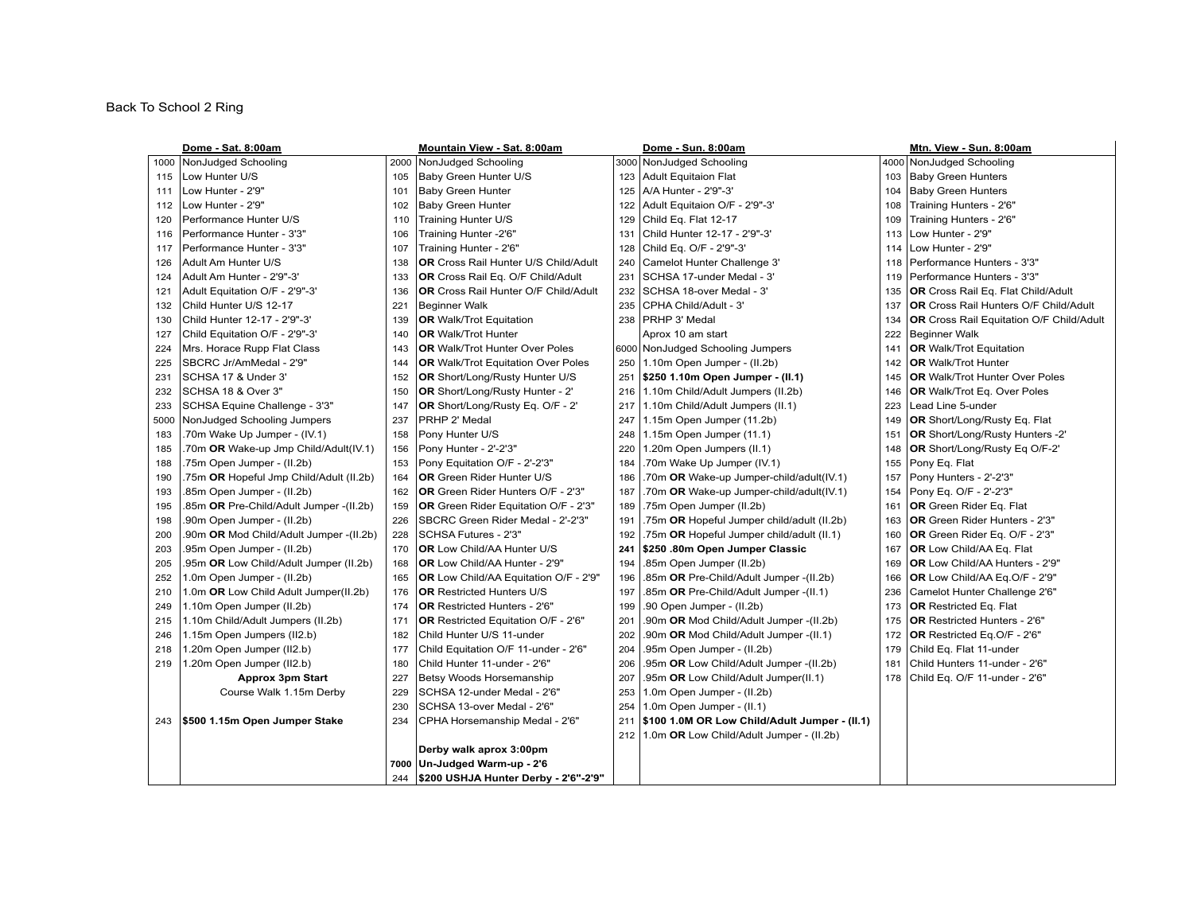Back To School 2 Ring

| | Dome - Sat. 8:00am | | Mountain View - Sat. 8:00am | | Dome - Sun. 8:00am | | Mtn. View - Sun. 8:00am |
|---|---|---|---|---|---|---|---|
| 1000 | NonJudged Schooling | 2000 | NonJudged Schooling | 3000 | NonJudged Schooling | 4000 | NonJudged Schooling |
| 115 | Low Hunter U/S | 105 | Baby Green Hunter U/S | 123 | Adult Equitaion Flat | 103 | Baby Green Hunters |
| 111 | Low Hunter - 2'9" | 101 | Baby Green Hunter | 125 | A/A Hunter - 2'9"-3' | 104 | Baby Green Hunters |
| 112 | Low Hunter - 2'9" | 102 | Baby Green Hunter | 122 | Adult Equitaion O/F - 2'9"-3' | 108 | Training Hunters - 2'6" |
| 120 | Performance Hunter U/S | 110 | Training Hunter U/S | 129 | Child Eq. Flat 12-17 | 109 | Training Hunters - 2'6" |
| 116 | Performance Hunter - 3'3" | 106 | Training Hunter -2'6" | 131 | Child Hunter 12-17 - 2'9"-3' | 113 | Low Hunter - 2'9" |
| 117 | Performance Hunter - 3'3" | 107 | Training Hunter - 2'6" | 128 | Child Eq. O/F - 2'9"-3' | 114 | Low Hunter - 2'9" |
| 126 | Adult Am Hunter U/S | 138 | **OR** Cross Rail Hunter U/S Child/Adult | 240 | Camelot Hunter Challenge 3' | 118 | Performance Hunters - 3'3" |
| 124 | Adult Am Hunter - 2'9"-3' | 133 | **OR** Cross Rail Eq. O/F Child/Adult | 231 | SCHSA 17-under Medal - 3' | 119 | Performance Hunters - 3'3" |
| 121 | Adult Equitation O/F - 2'9"-3' | 136 | **OR** Cross Rail Hunter O/F Child/Adult | 232 | SCHSA 18-over Medal - 3' | 135 | **OR** Cross Rail Eq. Flat Child/Adult |
| 132 | Child Hunter U/S 12-17 | 221 | Beginner Walk | 235 | CPHA Child/Adult - 3' | 137 | **OR** Cross Rail Hunters O/F Child/Adult |
| 130 | Child Hunter 12-17 - 2'9"-3' | 139 | **OR** Walk/Trot Equitation | 238 | PRHP 3' Medal | 134 | **OR** Cross Rail Equitation O/F Child/Adult |
| 127 | Child Equitation O/F - 2'9"-3' | 140 | **OR** Walk/Trot Hunter | | Aprox 10 am start | 222 | Beginner Walk |
| 224 | Mrs. Horace Rupp Flat Class | 143 | **OR** Walk/Trot Hunter Over Poles | 6000 | NonJudged Schooling Jumpers | 141 | **OR** Walk/Trot Equitation |
| 225 | SBCRC Jr/AmMedal - 2'9" | 144 | **OR** Walk/Trot Equitation Over Poles | 250 | 1.10m Open Jumper - (II.2b) | 142 | **OR** Walk/Trot Hunter |
| 231 | SCHSA 17 & Under 3' | 152 | **OR** Short/Long/Rusty Hunter U/S | 251 | **$250 1.10m Open Jumper - (II.1)** | 145 | **OR** Walk/Trot Hunter Over Poles |
| 232 | SCHSA 18 & Over 3" | 150 | **OR** Short/Long/Rusty Hunter - 2' | 216 | 1.10m Child/Adult Jumpers (II.2b) | 146 | **OR** Walk/Trot Eq. Over Poles |
| 233 | SCHSA Equine Challenge - 3'3" | 147 | **OR** Short/Long/Rusty Eq. O/F - 2' | 217 | 1.10m Child/Adult Jumpers (II.1) | 223 | Lead Line 5-under |
| 5000 | NonJudged Schooling Jumpers | 237 | PRHP 2' Medal | 247 | 1.15m Open Jumper (11.2b) | 149 | **OR** Short/Long/Rusty Eq. Flat |
| 183 | .70m Wake Up Jumper - (IV.1) | 158 | Pony Hunter U/S | 248 | 1.15m Open Jumper (11.1) | 151 | **OR** Short/Long/Rusty Hunters -2' |
| 185 | .70m **OR** Wake-up Jmp Child/Adult(IV.1) | 156 | Pony Hunter - 2'-2'3" | 220 | 1.20m Open Jumpers (II.1) | 148 | **OR** Short/Long/Rusty Eq O/F-2' |
| 188 | .75m Open Jumper - (II.2b) | 153 | Pony Equitation O/F - 2'-2'3" | 184 | .70m Wake Up Jumper (IV.1) | 155 | Pony Eq. Flat |
| 190 | .75m **OR** Hopeful Jmp Child/Adult (II.2b) | 164 | **OR** Green Rider Hunter U/S | 186 | .70m **OR** Wake-up Jumper-child/adult(IV.1) | 157 | Pony Hunters - 2'-2'3" |
| 193 | .85m Open Jumper - (II.2b) | 162 | **OR** Green Rider Hunters O/F - 2'3" | 187 | .70m **OR** Wake-up Jumper-child/adult(IV.1) | 154 | Pony Eq. O/F - 2'-2'3" |
| 195 | .85m **OR** Pre-Child/Adult Jumper -(II.2b) | 159 | **OR** Green Rider Equitation O/F - 2'3" | 189 | .75m Open Jumper (II.2b) | 161 | **OR** Green Rider Eq. Flat |
| 198 | .90m Open Jumper - (II.2b) | 226 | SBCRC Green Rider Medal - 2'-2'3" | 191 | .75m **OR** Hopeful Jumper child/adult (II.2b) | 163 | **OR** Green Rider Hunters - 2'3" |
| 200 | .90m **OR** Mod Child/Adult Jumper -(II.2b) | 228 | SCHSA Futures - 2'3" | 192 | .75m **OR** Hopeful Jumper child/adult (II.1) | 160 | **OR** Green Rider Eq. O/F - 2'3" |
| 203 | .95m Open Jumper - (II.2b) | 170 | **OR** Low Child/AA Hunter U/S | **241** | **$250 .80m Open Jumper Classic** | 167 | **OR** Low Child/AA Eq. Flat |
| 205 | .95m **OR** Low Child/Adult Jumper (II.2b) | 168 | **OR** Low Child/AA Hunter - 2'9" | 194 | .85m Open Jumper (II.2b) | 169 | **OR** Low Child/AA Hunters - 2'9" |
| 252 | 1.0m Open Jumper - (II.2b) | 165 | **OR** Low Child/AA Equitation O/F - 2'9" | 196 | .85m **OR** Pre-Child/Adult Jumper -(II.2b) | 166 | **OR** Low Child/AA Eq.O/F - 2'9" |
| 210 | 1.0m **OR** Low Child Adult Jumper(II.2b) | 176 | **OR** Restricted Hunters U/S | 197 | .85m **OR** Pre-Child/Adult Jumper -(II.1) | 236 | Camelot Hunter Challenge 2'6" |
| 249 | 1.10m Open Jumper (II.2b) | 174 | **OR** Restricted Hunters - 2'6" | 199 | .90 Open Jumper - (II.2b) | 173 | **OR** Restricted Eq. Flat |
| 215 | 1.10m Child/Adult Jumpers (II.2b) | 171 | **OR** Restricted Equitation O/F - 2'6" | 201 | .90m **OR** Mod Child/Adult Jumper -(II.2b) | 175 | **OR** Restricted Hunters - 2'6" |
| 246 | 1.15m Open Jumpers (II2.b) | 182 | Child Hunter U/S 11-under | 202 | .90m **OR** Mod Child/Adult Jumper -(II.1) | 172 | **OR** Restricted Eq.O/F - 2'6" |
| 218 | 1.20m Open Jumper (II2.b) | 177 | Child Equitation O/F 11-under - 2'6" | 204 | .95m Open Jumper - (II.2b) | 179 | Child Eq. Flat 11-under |
| 219 | 1.20m Open Jumper (II2.b) | 180 | Child Hunter 11-under - 2'6" | 206 | .95m **OR** Low Child/Adult Jumper -(II.2b) | 181 | Child Hunters 11-under - 2'6" |
| | **Approx 3pm Start** | 227 | Betsy Woods Horsemanship | 207 | .95m **OR** Low Child/Adult Jumper(II.1) | 178 | Child Eq. O/F 11-under - 2'6" |
| | Course Walk 1.15m Derby | 229 | SCHSA 12-under Medal - 2'6" | 253 | 1.0m Open Jumper - (II.2b) | | |
| | | 230 | SCHSA 13-over Medal - 2'6" | 254 | 1.0m Open Jumper - (II.1) | | |
| 243 | **$500 1.15m Open Jumper Stake** | 234 | CPHA Horsemanship Medal - 2'6" | 211 | **$100 1.0M OR Low Child/Adult Jumper - (II.1)** | | |
| | | | | 212 | 1.0m **OR** Low Child/Adult Jumper - (II.2b) | | |
| | | | **Derby walk aprox 3:00pm** | | | | |
| | | **7000** | **Un-Judged Warm-up - 2'6** | | | | |
| | | 244 | **$200 USHJA Hunter Derby - 2'6"-2'9"** | | | | |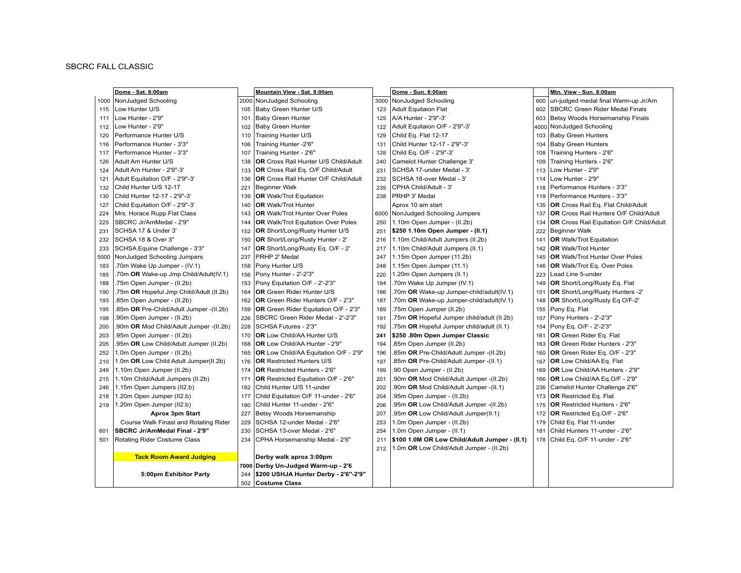SBCRC FALL CLASSIC

| | Dome - Sat. 8:00am | | Mountain View - Sat. 8:00am | | Dome - Sun. 8:00am | | Mtn. View - Sun. 8:00am |
|---|---|---|---|---|---|---|---|
| 1000 | NonJudged Schooling | 2000 | NonJudged Schooling | 3000 | NonJudged Schooling | 600 | un-judged medal final Warm-up Jr/Am |
| 115 | Low Hunter U/S | 105 | Baby Green Hunter U/S | 123 | Adult Equitaion Flat | 602 | SBCRC Green Rider Medal Finals |
| 111 | Low Hunter - 2'9" | 101 | Baby Green Hunter | 125 | A/A Hunter - 2'9"-3' | 603 | Betsy Woods Horsemanship Finals |
| 112 | Low Hunter - 2'9" | 102 | Baby Green Hunter | 122 | Adult Equitaion O/F - 2'9"-3' | 4000 | NonJudged Schooling |
| 120 | Performance Hunter U/S | 110 | Training Hunter U/S | 129 | Child Eq. Flat 12-17 | 103 | Baby Green Hunters |
| 116 | Performance Hunter - 3'3" | 106 | Training Hunter -2'6" | 131 | Child Hunter 12-17 - 2'9"-3' | 104 | Baby Green Hunters |
| 117 | Performance Hunter - 3'3" | 107 | Training Hunter - 2'6" | 128 | Child Eq. O/F - 2'9"-3' | 108 | Training Hunters - 2'6" |
| 126 | Adult Am Hunter U/S | 138 | **OR** Cross Rail Hunter U/S Child/Adult | 240 | Camelot Hunter Challenge 3' | 109 | Training Hunters - 2'6" |
| 124 | Adult Am Hunter - 2'9"-3' | 133 | **OR** Cross Rail Eq. O/F Child/Adult | 231 | SCHSA 17-under Medal - 3' | 113 | Low Hunter - 2'9" |
| 121 | Adult Equitation O/F - 2'9"-3' | 136 | **OR** Cross Rail Hunter O/F Child/Adult | 232 | SCHSA 18-over Medal - 3' | 114 | Low Hunter - 2'9" |
| 132 | Child Hunter U/S 12-17 | 221 | Beginner Walk | 235 | CPHA Child/Adult - 3' | 118 | Performance Hunters - 3'3" |
| 130 | Child Hunter 12-17 - 2'9"-3' | 139 | **OR** Walk/Trot Equitation | 238 | PRHP 3' Medal | 119 | Performance Hunters - 3'3" |
| 127 | Child Equitation O/F - 2'9"-3' | 140 | **OR** Walk/Trot Hunter | | Aprox 10 am start | 135 | **OR** Cross Rail Eq. Flat Child/Adult |
| 224 | Mrs. Horace Rupp Flat Class | 143 | **OR** Walk/Trot Hunter Over Poles | 6000 | NonJudged Schooling Jumpers | 137 | **OR** Cross Rail Hunters O/F Child/Adult |
| 225 | SBCRC Jr/AmMedal - 2'9" | 144 | **OR** Walk/Trot Equitation Over Poles | 250 | 1.10m Open Jumper - (II.2b) | 134 | **OR** Cross Rail Equitation O/F Child/Adult |
| 231 | SCHSA 17 & Under 3' | 152 | **OR** Short/Long/Rusty Hunter U/S | 251 | **$250 1.10m Open Jumper - (II.1)** | 222 | Beginner Walk |
| 232 | SCHSA 18 & Over 3" | 150 | **OR** Short/Long/Rusty Hunter - 2' | 216 | 1.10m Child/Adult Jumpers (II.2b) | 141 | **OR** Walk/Trot Equitation |
| 233 | SCHSA Equine Challenge - 3'3" | 147 | **OR** Short/Long/Rusty Eq. O/F - 2' | 217 | 1.10m Child/Adult Jumpers (II.1) | 142 | **OR** Walk/Trot Hunter |
| 5000 | NonJudged Schooling Jumpers | 237 | PRHP 2' Medal | 247 | 1.15m Open Jumper (11.2b) | 145 | **OR** Walk/Trot Hunter Over Poles |
| 183 | .70m Wake Up Jumper - (IV.1) | 158 | Pony Hunter U/S | 248 | 1.15m Open Jumper (11.1) | 146 | **OR** Walk/Trot Eq. Over Poles |
| 185 | .70m **OR** Wake-up Jmp Child/Adult(IV.1) | 156 | Pony Hunter - 2'-2'3" | 220 | 1.20m Open Jumpers (II.1) | 223 | Lead Line 5-under |
| 188 | .75m Open Jumper - (II.2b) | 153 | Pony Equitation O/F - 2'-2'3" | 184 | .70m Wake Up Jumper (IV.1) | 149 | **OR** Short/Long/Rusty Eq. Flat |
| 190 | .75m **OR** Hopeful Jmp Child/Adult (II.2b) | 164 | **OR** Green Rider Hunter U/S | 186 | .70m **OR** Wake-up Jumper-child/adult(IV.1) | 151 | **OR** Short/Long/Rusty Hunters -2' |
| 193 | .85m Open Jumper - (II.2b) | 162 | **OR** Green Rider Hunters O/F - 2'3" | 187 | .70m **OR** Wake-up Jumper-child/adult(IV.1) | 148 | **OR** Short/Long/Rusty Eq O/F-2' |
| 195 | .85m **OR** Pre-Child/Adult Jumper -(II.2b) | 159 | **OR** Green Rider Equitation O/F - 2'3" | 189 | .75m Open Jumper (II.2b) | 155 | Pony Eq. Flat |
| 198 | .90m Open Jumper - (II.2b) | 226 | SBCRC Green Rider Medal - 2'-2'3" | 191 | .75m **OR** Hopeful Jumper child/adult (II.2b) | 157 | Pony Hunters - 2'-2'3" |
| 200 | .90m **OR** Mod Child/Adult Jumper -(II.2b) | 228 | SCHSA Futures - 2'3" | 192 | .75m **OR** Hopeful Jumper child/adult (II.1) | 154 | Pony Eq. O/F - 2'-2'3" |
| 203 | .95m Open Jumper - (II.2b) | 170 | **OR** Low Child/AA Hunter U/S | **241** | **$250 .80m Open Jumper Classic** | 161 | **OR** Green Rider Eq. Flat |
| 205 | .95m **OR** Low Child/Adult Jumper (II.2b) | 168 | **OR** Low Child/AA Hunter - 2'9" | 194 | .85m Open Jumper (II.2b) | 163 | **OR** Green Rider Hunters - 2'3" |
| 252 | 1.0m Open Jumper - (II.2b) | 165 | **OR** Low Child/AA Equitation O/F - 2'9" | 196 | .85m **OR** Pre-Child/Adult Jumper -(II.2b) | 160 | **OR** Green Rider Eq. O/F - 2'3" |
| 210 | 1.0m **OR** Low Child Adult Jumper(II.2b) | 176 | **OR** Restricted Hunters U/S | 197 | .85m **OR** Pre-Child/Adult Jumper -(II.1) | 167 | **OR** Low Child/AA Eq. Flat |
| 249 | 1.10m Open Jumper (II.2b) | 174 | **OR** Restricted Hunters - 2'6" | 199 | .90 Open Jumper - (II.2b) | 169 | **OR** Low Child/AA Hunters - 2'9" |
| 215 | 1.10m Child/Adult Jumpers (II.2b) | 171 | **OR** Restricted Equitation O/F - 2'6" | 201 | .90m **OR** Mod Child/Adult Jumper -(II.2b) | 166 | **OR** Low Child/AA Eq.O/F - 2'9" |
| 246 | 1.15m Open Jumpers (II2.b) | 182 | Child Hunter U/S 11-under | 202 | .90m **OR** Mod Child/Adult Jumper -(II.1) | 236 | Camelot Hunter Challenge 2'6" |
| 218 | 1.20m Open Jumper (II2.b) | 177 | Child Equitation O/F 11-under - 2'6" | 204 | .95m Open Jumper - (II.2b) | 173 | **OR** Restricted Eq. Flat |
| 219 | 1.20m Open Jumper (II2.b) | 180 | Child Hunter 11-under - 2'6" | 206 | .95m **OR** Low Child/Adult Jumper -(II.2b) | 175 | **OR** Restricted Hunters - 2'6" |
| | **Aprox 3pm Start** | 227 | Betsy Woods Horsemanship | 207 | .95m **OR** Low Child/Adult Jumper(II.1) | 172 | **OR** Restricted Eq.O/F - 2'6" |
| | Course Walk Finasl and Rotating Rider | 229 | SCHSA 12-under Medal - 2'6" | 253 | 1.0m Open Jumper - (II.2b) | 179 | Child Eq. Flat 11-under |
| 601 | **SBCRC Jr/AmMedal Final - 2'9"** | 230 | SCHSA 13-over Medal - 2'6" | 254 | 1.0m Open Jumper - (II.1) | 181 | Child Hunters 11-under - 2'6" |
| 501 | Rotating Rider Costume Class | 234 | CPHA Horsemanship Medal - 2'6" | 211 | **$100 1.0M OR Low Child/Adult Jumper - (II.1)** | 178 | Child Eq. O/F 11-under - 2'6" |
| | | | | 212 | 1.0m **OR** Low Child/Adult Jumper - (II.2b) | | |
| | **Tack Room Award Judging** | | **Derby walk aprox 3:00pm** | | | | |
| | | **7000** | **Derby Un-Judged Warm-up - 2'6** | | | | |
| | **5:00pm Exhibitor Party** | 244 | **$200 USHJA Hunter Derby - 2'6"-2'9"** | | | | |
| | | 502 | **Costume Class** | | | | |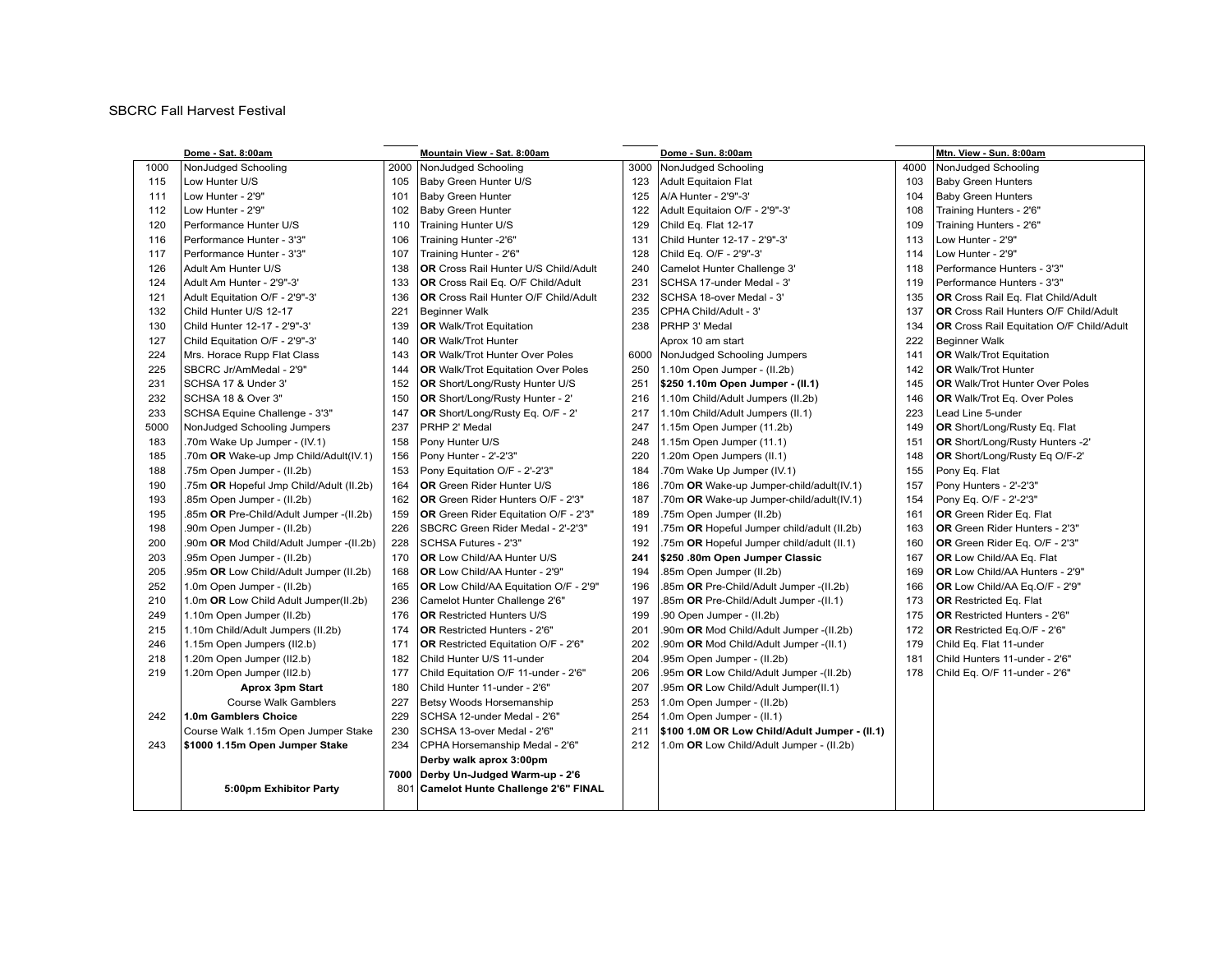SBCRC Fall Harvest Festival

| | Dome - Sat. 8:00am | | Mountain View - Sat. 8:00am | | Dome - Sun. 8:00am | | Mtn. View - Sun. 8:00am |
|---|---|---|---|---|---|---|---|
| 1000 | NonJudged Schooling | 2000 | NonJudged Schooling | 3000 | NonJudged Schooling | 4000 | NonJudged Schooling |
| 115 | Low Hunter U/S | 105 | Baby Green Hunter U/S | 123 | Adult Equitaion Flat | 103 | Baby Green Hunters |
| 111 | Low Hunter - 2'9" | 101 | Baby Green Hunter | 125 | A/A Hunter - 2'9"-3' | 104 | Baby Green Hunters |
| 112 | Low Hunter - 2'9" | 102 | Baby Green Hunter | 122 | Adult Equitaion O/F - 2'9"-3' | 108 | Training Hunters - 2'6" |
| 120 | Performance Hunter U/S | 110 | Training Hunter U/S | 129 | Child Eq. Flat 12-17 | 109 | Training Hunters - 2'6" |
| 116 | Performance Hunter - 3'3" | 106 | Training Hunter -2'6" | 131 | Child Hunter 12-17 - 2'9"-3' | 113 | Low Hunter - 2'9" |
| 117 | Performance Hunter - 3'3" | 107 | Training Hunter - 2'6" | 128 | Child Eq. O/F - 2'9"-3' | 114 | Low Hunter - 2'9" |
| 126 | Adult Am Hunter U/S | 138 | **OR** Cross Rail Hunter U/S Child/Adult | 240 | Camelot Hunter Challenge 3' | 118 | Performance Hunters - 3'3" |
| 124 | Adult Am Hunter - 2'9"-3' | 133 | **OR** Cross Rail Eq. O/F Child/Adult | 231 | SCHSA 17-under Medal - 3' | 119 | Performance Hunters - 3'3" |
| 121 | Adult Equitation O/F - 2'9"-3' | 136 | **OR** Cross Rail Hunter O/F Child/Adult | 232 | SCHSA 18-over Medal - 3' | 135 | **OR** Cross Rail Eq. Flat Child/Adult |
| 132 | Child Hunter U/S 12-17 | 221 | Beginner Walk | 235 | CPHA Child/Adult - 3' | 137 | **OR** Cross Rail Hunters O/F Child/Adult |
| 130 | Child Hunter 12-17 - 2'9"-3' | 139 | **OR** Walk/Trot Equitation | 238 | PRHP 3' Medal | 134 | **OR** Cross Rail Equitation O/F Child/Adult |
| 127 | Child Equitation O/F - 2'9"-3' | 140 | **OR** Walk/Trot Hunter | | Aprox 10 am start | 222 | Beginner Walk |
| 224 | Mrs. Horace Rupp Flat Class | 143 | **OR** Walk/Trot Hunter Over Poles | 6000 | NonJudged Schooling Jumpers | 141 | **OR** Walk/Trot Equitation |
| 225 | SBCRC Jr/AmMedal - 2'9" | 144 | **OR** Walk/Trot Equitation Over Poles | 250 | 1.10m Open Jumper - (II.2b) | 142 | **OR** Walk/Trot Hunter |
| 231 | SCHSA 17 & Under 3' | 152 | **OR** Short/Long/Rusty Hunter U/S | 251 | **$250 1.10m Open Jumper - (II.1)** | 145 | **OR** Walk/Trot Hunter Over Poles |
| 232 | SCHSA 18 & Over 3" | 150 | **OR** Short/Long/Rusty Hunter - 2' | 216 | 1.10m Child/Adult Jumpers (II.2b) | 146 | **OR** Walk/Trot Eq. Over Poles |
| 233 | SCHSA Equine Challenge - 3'3" | 147 | **OR** Short/Long/Rusty Eq. O/F - 2' | 217 | 1.10m Child/Adult Jumpers (II.1) | 223 | Lead Line 5-under |
| 5000 | NonJudged Schooling Jumpers | 237 | PRHP 2' Medal | 247 | 1.15m Open Jumper (11.2b) | 149 | **OR** Short/Long/Rusty Eq. Flat |
| 183 | .70m Wake Up Jumper - (IV.1) | 158 | Pony Hunter U/S | 248 | 1.15m Open Jumper (11.1) | 151 | **OR** Short/Long/Rusty Hunters -2' |
| 185 | .70m **OR** Wake-up Jmp Child/Adult(IV.1) | 156 | Pony Hunter - 2'-2'3" | 220 | 1.20m Open Jumpers (II.1) | 148 | **OR** Short/Long/Rusty Eq O/F-2' |
| 188 | .75m Open Jumper - (II.2b) | 153 | Pony Equitation O/F - 2'-2'3" | 184 | .70m Wake Up Jumper (IV.1) | 155 | Pony Eq. Flat |
| 190 | .75m **OR** Hopeful Jmp Child/Adult (II.2b) | 164 | **OR** Green Rider Hunter U/S | 186 | .70m **OR** Wake-up Jumper-child/adult(IV.1) | 157 | Pony Hunters - 2'-2'3" |
| 193 | .85m Open Jumper - (II.2b) | 162 | **OR** Green Rider Hunters O/F - 2'3" | 187 | .70m **OR** Wake-up Jumper-child/adult(IV.1) | 154 | Pony Eq. O/F - 2'-2'3" |
| 195 | .85m **OR** Pre-Child/Adult Jumper -(II.2b) | 159 | **OR** Green Rider Equitation O/F - 2'3" | 189 | .75m Open Jumper (II.2b) | 161 | **OR** Green Rider Eq. Flat |
| 198 | .90m Open Jumper - (II.2b) | 226 | SBCRC Green Rider Medal - 2'-2'3" | 191 | .75m **OR** Hopeful Jumper child/adult (II.2b) | 163 | **OR** Green Rider Hunters - 2'3" |
| 200 | .90m **OR** Mod Child/Adult Jumper -(II.2b) | 228 | SCHSA Futures - 2'3" | 192 | .75m **OR** Hopeful Jumper child/adult (II.1) | 160 | **OR** Green Rider Eq. O/F - 2'3" |
| 203 | .95m Open Jumper - (II.2b) | 170 | **OR** Low Child/AA Hunter U/S | **241** | **$250 .80m Open Jumper Classic** | 167 | **OR** Low Child/AA Eq. Flat |
| 205 | .95m **OR** Low Child/Adult Jumper (II.2b) | 168 | **OR** Low Child/AA Hunter - 2'9" | 194 | .85m Open Jumper (II.2b) | 169 | **OR** Low Child/AA Hunters - 2'9" |
| 252 | 1.0m Open Jumper - (II.2b) | 165 | **OR** Low Child/AA Equitation O/F - 2'9" | 196 | .85m **OR** Pre-Child/Adult Jumper -(II.2b) | 166 | **OR** Low Child/AA Eq.O/F - 2'9" |
| 210 | 1.0m **OR** Low Child Adult Jumper(II.2b) | 236 | Camelot Hunter Challenge 2'6" | 197 | .85m **OR** Pre-Child/Adult Jumper -(II.1) | 173 | **OR** Restricted Eq. Flat |
| 249 | 1.10m Open Jumper (II.2b) | 176 | **OR** Restricted Hunters U/S | 199 | .90 Open Jumper - (II.2b) | 175 | **OR** Restricted Hunters - 2'6" |
| 215 | 1.10m Child/Adult Jumpers (II.2b) | 174 | **OR** Restricted Hunters - 2'6" | 201 | .90m **OR** Mod Child/Adult Jumper -(II.2b) | 172 | **OR** Restricted Eq.O/F - 2'6" |
| 246 | 1.15m Open Jumpers (II2.b) | 171 | **OR** Restricted Equitation O/F - 2'6" | 202 | .90m **OR** Mod Child/Adult Jumper -(II.1) | 179 | Child Eq. Flat 11-under |
| 218 | 1.20m Open Jumper (II2.b) | 182 | Child Hunter U/S 11-under | 204 | .95m Open Jumper - (II.2b) | 181 | Child Hunters 11-under - 2'6" |
| 219 | 1.20m Open Jumper (II2.b) | 177 | Child Equitation O/F 11-under - 2'6" | 206 | .95m **OR** Low Child/Adult Jumper -(II.2b) | 178 | Child Eq. O/F 11-under - 2'6" |
| | **Aprox 3pm Start** | 180 | Child Hunter 11-under - 2'6" | 207 | .95m **OR** Low Child/Adult Jumper(II.1) | | |
| | Course Walk Gamblers | 227 | Betsy Woods Horsemanship | 253 | 1.0m Open Jumper - (II.2b) | | |
| 242 | **1.0m Gamblers Choice** | 229 | SCHSA 12-under Medal - 2'6" | 254 | 1.0m Open Jumper - (II.1) | | |
| | Course Walk 1.15m Open Jumper Stake | 230 | SCHSA 13-over Medal - 2'6" | 211 | **$100 1.0M OR Low Child/Adult Jumper - (II.1)** | | |
| 243 | **$1000 1.15m Open Jumper Stake** | 234 | CPHA Horsemanship Medal - 2'6" | 212 | 1.0m **OR** Low Child/Adult Jumper - (II.2b) | | |
| | | | **Derby walk aprox 3:00pm** | | | | |
| | | **7000** | **Derby Un-Judged Warm-up - 2'6** | | | | |
| | **5:00pm Exhibitor Party** | 801 | **Camelot Hunte Challenge 2'6" FINAL** | | | | |